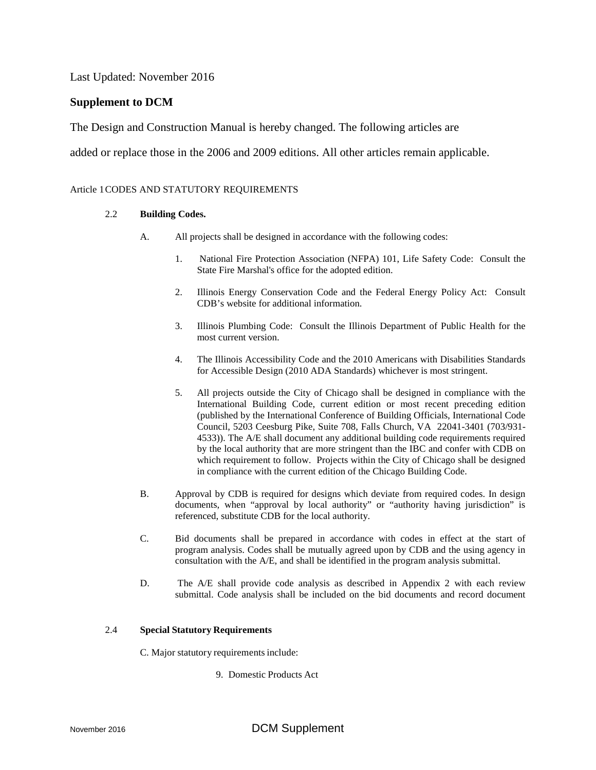Last Updated: November 2016

## Supplement to DCM

The Design and Construction Manual is hereby changed. The following articles are added or replace those in the 2006 and 2009 editions. All other articles remain applicable.

Article 1 CODES AND STATUTORY REQUIREMENTS

2.2 **Building Codes.**

A. All projects shall be designed in accordance with the following codes:

1. National Fire Protection Association (NFPA) 101, Life Safety Code: Consult the State Fire Marshal's office for the adopted edition.

2. Illinois Energy Conservation Code and the Federal Energy Policy Act: Consult CDB's website for additional information.

3. Illinois Plumbing Code: Consult the Illinois Department of Public Health for the most current version.

4. The Illinois Accessibility Code and the 2010 Americans with Disabilities Standards for Accessible Design (2010 ADA Standards) whichever is most stringent.

5. All projects outside the City of Chicago shall be designed in compliance with the International Building Code, current edition or most recent preceding edition (published by the International Conference of Building Officials, International Code Council, 5203 Ceesburg Pike, Suite 708, Falls Church, VA 22041-3401 (703/931-4533)). The A/E shall document any additional building code requirements required by the local authority that are more stringent than the IBC and confer with CDB on which requirement to follow. Projects within the City of Chicago shall be designed in compliance with the current edition of the Chicago Building Code.

B. Approval by CDB is required for designs which deviate from required codes. In design documents, when "approval by local authority" or "authority having jurisdiction" is referenced, substitute CDB for the local authority.

C. Bid documents shall be prepared in accordance with codes in effect at the start of program analysis. Codes shall be mutually agreed upon by CDB and the using agency in consultation with the A/E, and shall be identified in the program analysis submittal.

D. The A/E shall provide code analysis as described in Appendix 2 with each review submittal. Code analysis shall be included on the bid documents and record document

2.4 **Special Statutory Requirements**

C. Major statutory requirements include:

9. Domestic Products Act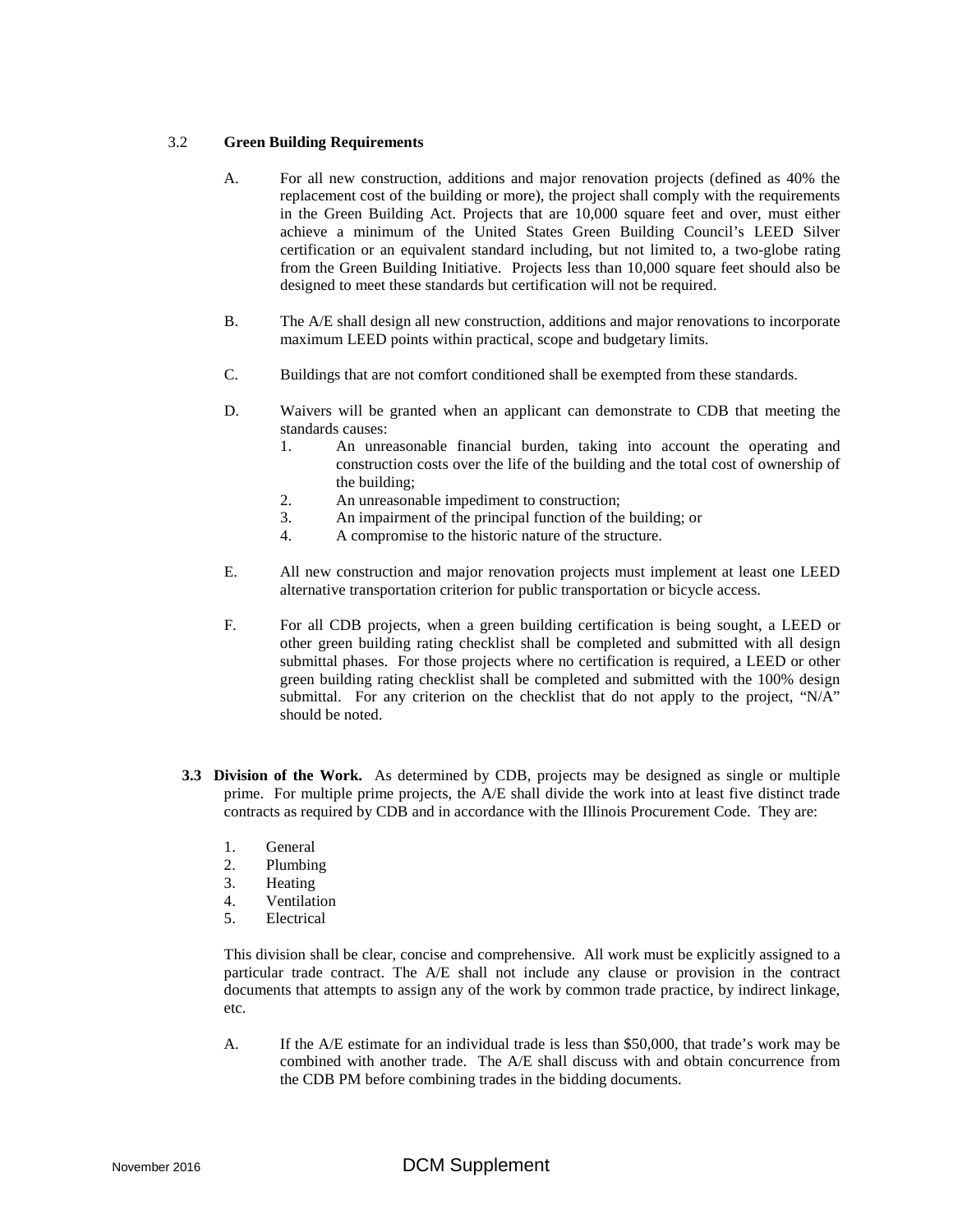### 3.2 Green Building Requirements

A. For all new construction, additions and major renovation projects (defined as 40% the replacement cost of the building or more), the project shall comply with the requirements in the Green Building Act. Projects that are 10,000 square feet and over, must either achieve a minimum of the United States Green Building Council's LEED Silver certification or an equivalent standard including, but not limited to, a two-globe rating from the Green Building Initiative. Projects less than 10,000 square feet should also be designed to meet these standards but certification will not be required.

B. The A/E shall design all new construction, additions and major renovations to incorporate maximum LEED points within practical, scope and budgetary limits.

C. Buildings that are not comfort conditioned shall be exempted from these standards.

D. Waivers will be granted when an applicant can demonstrate to CDB that meeting the standards causes:

1. An unreasonable financial burden, taking into account the operating and construction costs over the life of the building and the total cost of ownership of the building;
2. An unreasonable impediment to construction;
3. An impairment of the principal function of the building; or
4. A compromise to the historic nature of the structure.

E. All new construction and major renovation projects must implement at least one LEED alternative transportation criterion for public transportation or bicycle access.

F. For all CDB projects, when a green building certification is being sought, a LEED or other green building rating checklist shall be completed and submitted with all design submittal phases. For those projects where no certification is required, a LEED or other green building rating checklist shall be completed and submitted with the 100% design submittal. For any criterion on the checklist that do not apply to the project, "N/A" should be noted.

**3.3 Division of the Work.** As determined by CDB, projects may be designed as single or multiple prime. For multiple prime projects, the A/E shall divide the work into at least five distinct trade contracts as required by CDB and in accordance with the Illinois Procurement Code. They are:

1. General
2. Plumbing
3. Heating
4. Ventilation
5. Electrical

This division shall be clear, concise and comprehensive. All work must be explicitly assigned to a particular trade contract. The A/E shall not include any clause or provision in the contract documents that attempts to assign any of the work by common trade practice, by indirect linkage, etc.

A. If the A/E estimate for an individual trade is less than $50,000, that trade's work may be combined with another trade. The A/E shall discuss with and obtain concurrence from the CDB PM before combining trades in the bidding documents.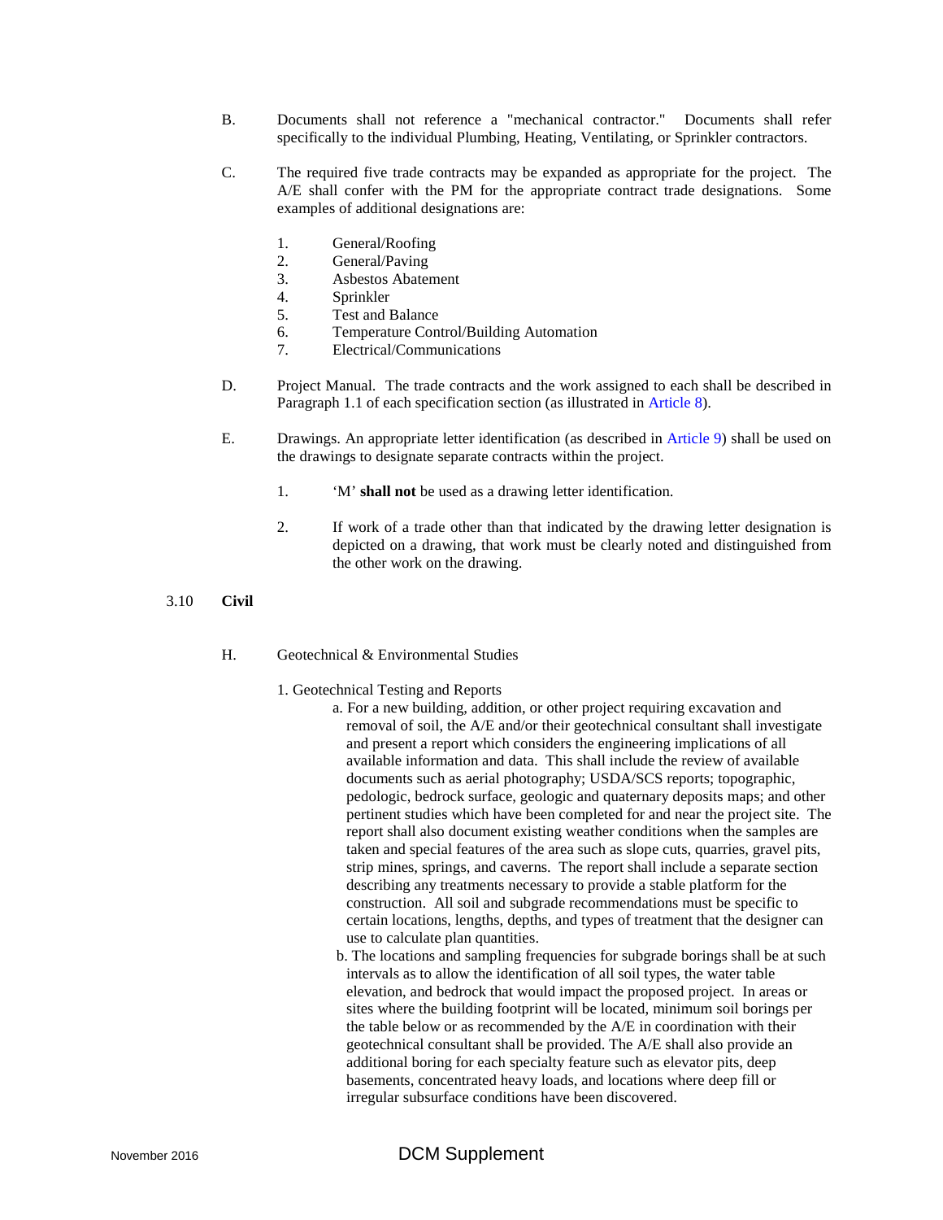B. Documents shall not reference a "mechanical contractor." Documents shall refer specifically to the individual Plumbing, Heating, Ventilating, or Sprinkler contractors.

C. The required five trade contracts may be expanded as appropriate for the project. The A/E shall confer with the PM for the appropriate contract trade designations. Some examples of additional designations are:

1. General/Roofing
2. General/Paving
3. Asbestos Abatement
4. Sprinkler
5. Test and Balance
6. Temperature Control/Building Automation
7. Electrical/Communications

D. Project Manual. The trade contracts and the work assigned to each shall be described in Paragraph 1.1 of each specification section (as illustrated in Article 8).

E. Drawings. An appropriate letter identification (as described in Article 9) shall be used on the drawings to designate separate contracts within the project.

1. 'M' **shall not** be used as a drawing letter identification.

2. If work of a trade other than that indicated by the drawing letter designation is depicted on a drawing, that work must be clearly noted and distinguished from the other work on the drawing.

## 3.10 Civil

H. Geotechnical & Environmental Studies

1. Geotechnical Testing and Reports

a. For a new building, addition, or other project requiring excavation and removal of soil, the A/E and/or their geotechnical consultant shall investigate and present a report which considers the engineering implications of all available information and data. This shall include the review of available documents such as aerial photography; USDA/SCS reports; topographic, pedologic, bedrock surface, geologic and quaternary deposits maps; and other pertinent studies which have been completed for and near the project site. The report shall also document existing weather conditions when the samples are taken and special features of the area such as slope cuts, quarries, gravel pits, strip mines, springs, and caverns. The report shall include a separate section describing any treatments necessary to provide a stable platform for the construction. All soil and subgrade recommendations must be specific to certain locations, lengths, depths, and types of treatment that the designer can use to calculate plan quantities.

b. The locations and sampling frequencies for subgrade borings shall be at such intervals as to allow the identification of all soil types, the water table elevation, and bedrock that would impact the proposed project. In areas or sites where the building footprint will be located, minimum soil borings per the table below or as recommended by the A/E in coordination with their geotechnical consultant shall be provided. The A/E shall also provide an additional boring for each specialty feature such as elevator pits, deep basements, concentrated heavy loads, and locations where deep fill or irregular subsurface conditions have been discovered.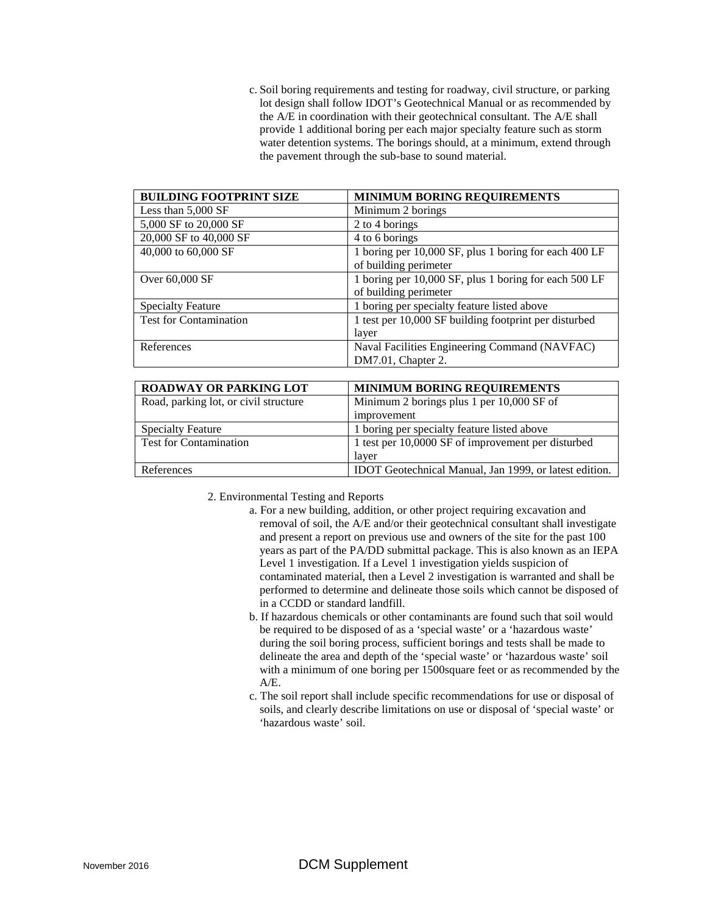c. Soil boring requirements and testing for roadway, civil structure, or parking lot design shall follow IDOT's Geotechnical Manual or as recommended by the A/E in coordination with their geotechnical consultant. The A/E shall provide 1 additional boring per each major specialty feature such as storm water detention systems. The borings should, at a minimum, extend through the pavement through the sub-base to sound material.

| **BUILDING FOOTPRINT SIZE** | **MINIMUM BORING REQUIREMENTS** |
|---|---|
| Less than 5,000 SF | Minimum 2 borings |
| 5,000 SF to 20,000 SF | 2 to 4 borings |
| 20,000 SF to 40,000 SF | 4 to 6 borings |
| 40,000 to 60,000 SF | 1 boring per 10,000 SF, plus 1 boring for each 400 LF of building perimeter |
| Over 60,000 SF | 1 boring per 10,000 SF, plus 1 boring for each 500 LF of building perimeter |
| Specialty Feature | 1 boring per specialty feature listed above |
| Test for Contamination | 1 test per 10,000 SF building footprint per disturbed layer |
| References | Naval Facilities Engineering Command (NAVFAC) DM7.01, Chapter 2. |

| **ROADWAY OR PARKING LOT** | **MINIMUM BORING REQUIREMENTS** |
|---|---|
| Road, parking lot, or civil structure | Minimum 2 borings plus 1 per 10,000 SF of improvement |
| Specialty Feature | 1 boring per specialty feature listed above |
| Test for Contamination | 1 test per 10,0000 SF of improvement per disturbed layer |
| References | IDOT Geotechnical Manual, Jan 1999, or latest edition. |

2. Environmental Testing and Reports
   a. For a new building, addition, or other project requiring excavation and removal of soil, the A/E and/or their geotechnical consultant shall investigate and present a report on previous use and owners of the site for the past 100 years as part of the PA/DD submittal package. This is also known as an IEPA Level 1 investigation. If a Level 1 investigation yields suspicion of contaminated material, then a Level 2 investigation is warranted and shall be performed to determine and delineate those soils which cannot be disposed of in a CCDD or standard landfill.
   b. If hazardous chemicals or other contaminants are found such that soil would be required to be disposed of as a 'special waste' or a 'hazardous waste' during the soil boring process, sufficient borings and tests shall be made to delineate the area and depth of the 'special waste' or 'hazardous waste' soil with a minimum of one boring per 1500square feet or as recommended by the A/E.
   c. The soil report shall include specific recommendations for use or disposal of soils, and clearly describe limitations on use or disposal of 'special waste' or 'hazardous waste' soil.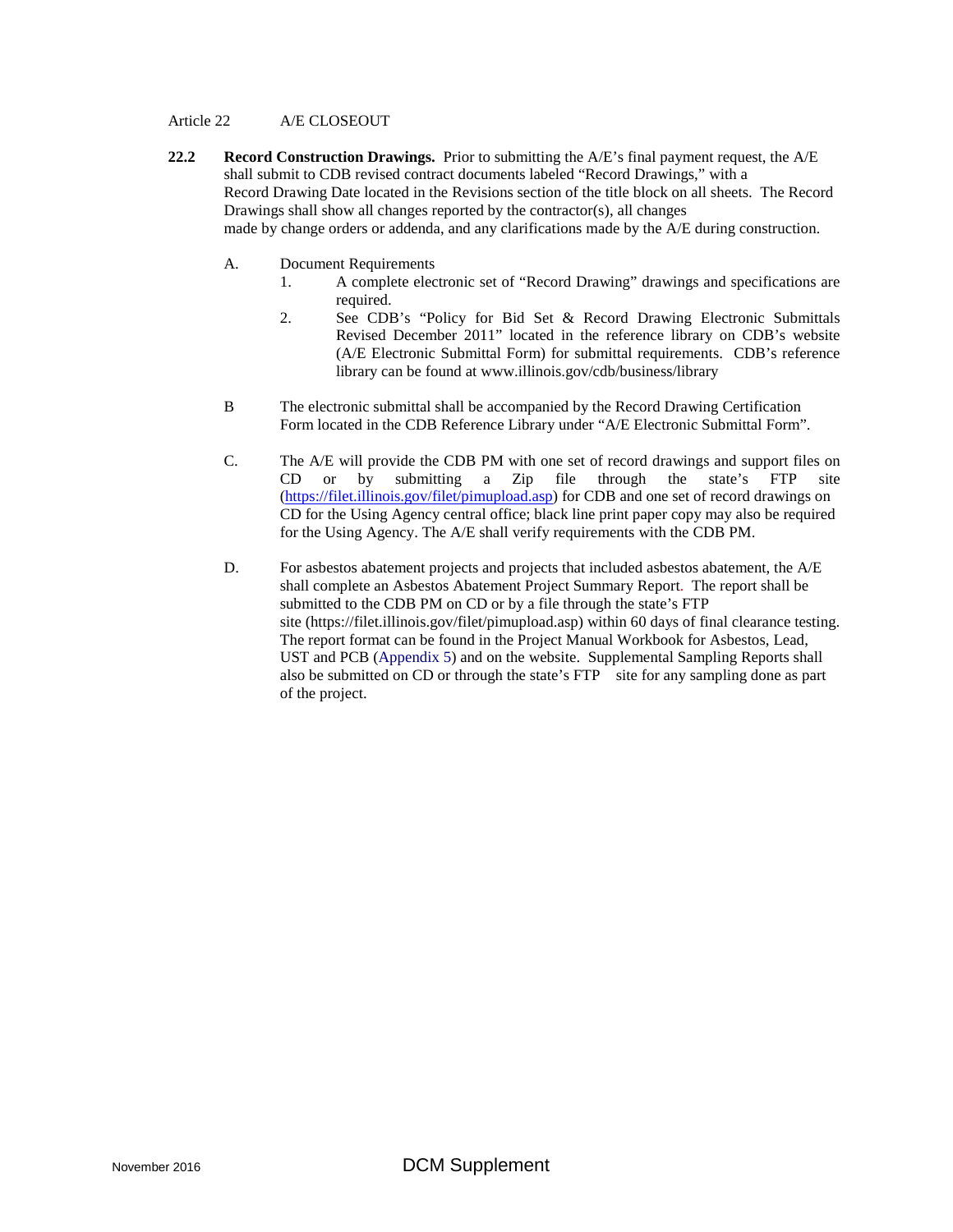Article 22 A/E CLOSEOUT

**22.2 Record Construction Drawings.** Prior to submitting the A/E's final payment request, the A/E shall submit to CDB revised contract documents labeled "Record Drawings," with a Record Drawing Date located in the Revisions section of the title block on all sheets. The Record Drawings shall show all changes reported by the contractor(s), all changes made by change orders or addenda, and any clarifications made by the A/E during construction.

A. Document Requirements

1. A complete electronic set of "Record Drawing" drawings and specifications are required.
2. See CDB's "Policy for Bid Set & Record Drawing Electronic Submittals Revised December 2011" located in the reference library on CDB's website (A/E Electronic Submittal Form) for submittal requirements. CDB's reference library can be found at www.illinois.gov/cdb/business/library

B The electronic submittal shall be accompanied by the Record Drawing Certification Form located in the CDB Reference Library under "A/E Electronic Submittal Form".

C. The A/E will provide the CDB PM with one set of record drawings and support files on CD or by submitting a Zip file through the state's FTP site (https://filet.illinois.gov/filet/pimupload.asp) for CDB and one set of record drawings on CD for the Using Agency central office; black line print paper copy may also be required for the Using Agency. The A/E shall verify requirements with the CDB PM.

D. For asbestos abatement projects and projects that included asbestos abatement, the A/E shall complete an Asbestos Abatement Project Summary Report. The report shall be submitted to the CDB PM on CD or by a file through the state's FTP site (https://filet.illinois.gov/filet/pimupload.asp) within 60 days of final clearance testing. The report format can be found in the Project Manual Workbook for Asbestos, Lead, UST and PCB (Appendix 5) and on the website. Supplemental Sampling Reports shall also be submitted on CD or through the state's FTP site for any sampling done as part of the project.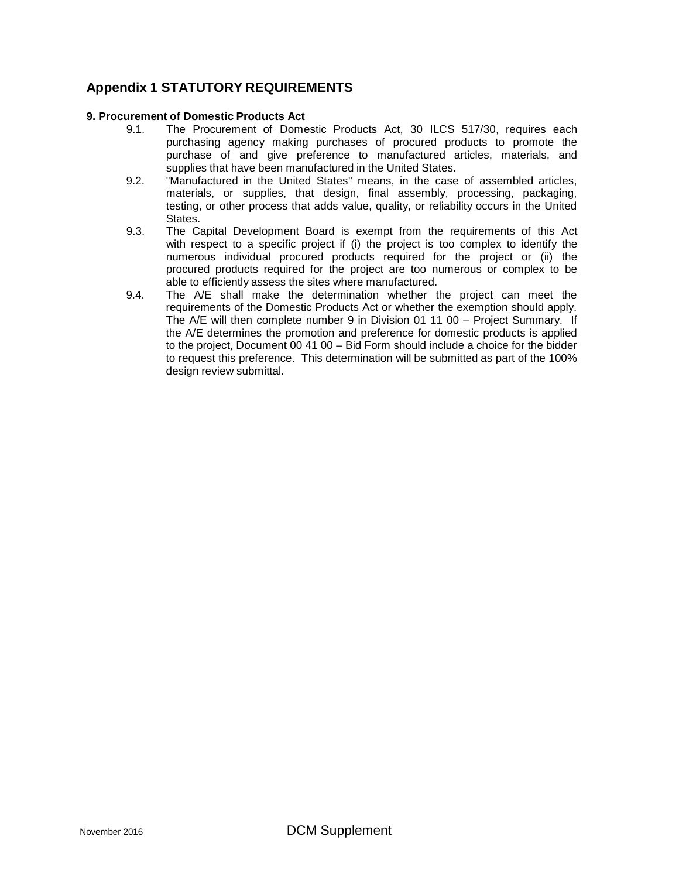## Appendix 1 STATUTORY REQUIREMENTS

### 9. Procurement of Domestic Products Act

9.1. The Procurement of Domestic Products Act, 30 ILCS 517/30, requires each purchasing agency making purchases of procured products to promote the purchase of and give preference to manufactured articles, materials, and supplies that have been manufactured in the United States.

9.2. "Manufactured in the United States" means, in the case of assembled articles, materials, or supplies, that design, final assembly, processing, packaging, testing, or other process that adds value, quality, or reliability occurs in the United States.

9.3. The Capital Development Board is exempt from the requirements of this Act with respect to a specific project if (i) the project is too complex to identify the numerous individual procured products required for the project or (ii) the procured products required for the project are too numerous or complex to be able to efficiently assess the sites where manufactured.

9.4. The A/E shall make the determination whether the project can meet the requirements of the Domestic Products Act or whether the exemption should apply. The A/E will then complete number 9 in Division 01 11 00 – Project Summary. If the A/E determines the promotion and preference for domestic products is applied to the project, Document 00 41 00 – Bid Form should include a choice for the bidder to request this preference. This determination will be submitted as part of the 100% design review submittal.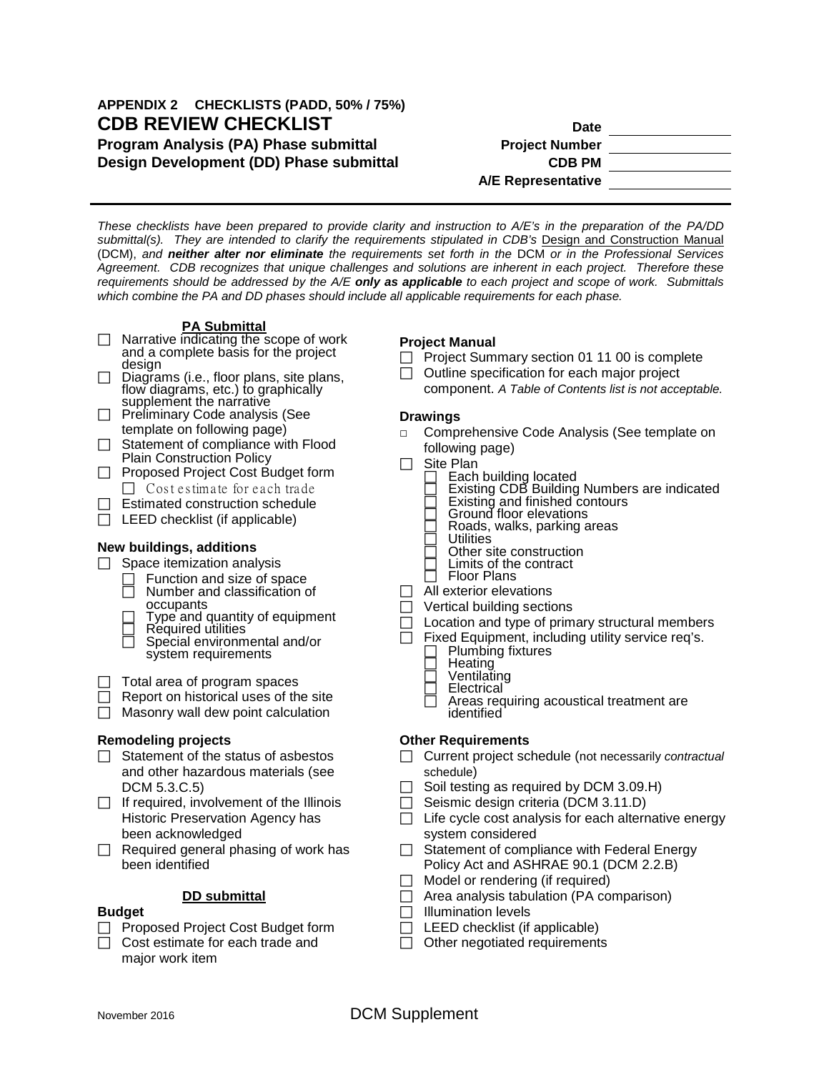## APPENDIX 2 CHECKLISTS (PADD, 50% / 75%)

# CDB REVIEW CHECKLIST

**Program Analysis (PA) Phase submittal**
**Design Development (DD) Phase submittal**

**Date** ______________
**Project Number** ______________
**CDB PM** ______________
**A/E Representative** ______________

*These checklists have been prepared to provide clarity and instruction to A/E's in the preparation of the PA/DD submittal(s). They are intended to clarify the requirements stipulated in CDB's* Design and Construction Manual (DCM), *and* ***neither alter nor eliminate*** *the requirements set forth in the* DCM *or in the Professional Services Agreement. CDB recognizes that unique challenges and solutions are inherent in each project. Therefore these requirements should be addressed by the A/E* ***only as applicable*** *to each project and scope of work. Submittals which combine the PA and DD phases should include all applicable requirements for each phase.*

### PA Submittal

- ☐ Narrative indicating the scope of work and a complete basis for the project design
- ☐ Diagrams (i.e., floor plans, site plans, flow diagrams, etc.) to graphically supplement the narrative
- ☐ Preliminary Code analysis (See template on following page)
- ☐ Statement of compliance with Flood Plain Construction Policy
- ☐ Proposed Project Cost Budget form
  - ☐ Cost estimate for each trade
- ☐ Estimated construction schedule
- ☐ LEED checklist (if applicable)

**New buildings, additions**

- ☐ Space itemization analysis
  - ☐ Function and size of space
  - ☐ Number and classification of occupants
  - ☐ Type and quantity of equipment
  - ☐ Required utilities
  - ☐ Special environmental and/or system requirements
- ☐ Total area of program spaces
- ☐ Report on historical uses of the site
- ☐ Masonry wall dew point calculation

**Remodeling projects**

- ☐ Statement of the status of asbestos and other hazardous materials (see DCM 5.3.C.5)
- ☐ If required, involvement of the Illinois Historic Preservation Agency has been acknowledged
- ☐ Required general phasing of work has been identified

### DD submittal

**Budget**

- ☐ Proposed Project Cost Budget form
- ☐ Cost estimate for each trade and major work item

**Project Manual**

- ☐ Project Summary section 01 11 00 is complete
- ☐ Outline specification for each major project component. *A Table of Contents list is not acceptable.*

**Drawings**

- ☐ Comprehensive Code Analysis (See template on following page)
- ☐ Site Plan
  - ☐ Each building located
  - ☐ Existing CDB Building Numbers are indicated
  - ☐ Existing and finished contours
  - ☐ Ground floor elevations
  - ☐ Roads, walks, parking areas
  - ☐ Utilities
  - ☐ Other site construction
  - ☐ Limits of the contract
  - ☐ Floor Plans
- ☐ All exterior elevations
- ☐ Vertical building sections
- ☐ Location and type of primary structural members
- ☐ Fixed Equipment, including utility service req's.
  - ☐ Plumbing fixtures
  - ☐ Heating
  - ☐ Ventilating
  - ☐ Electrical
  - ☐ Areas requiring acoustical treatment are identified

**Other Requirements**

- ☐ Current project schedule (not necessarily *contractual* schedule)
- ☐ Soil testing as required by DCM 3.09.H)
- ☐ Seismic design criteria (DCM 3.11.D)
- ☐ Life cycle cost analysis for each alternative energy system considered
- ☐ Statement of compliance with Federal Energy Policy Act and ASHRAE 90.1 (DCM 2.2.B)
- ☐ Model or rendering (if required)
- ☐ Area analysis tabulation (PA comparison)
- ☐ Illumination levels
- ☐ LEED checklist (if applicable)
- ☐ Other negotiated requirements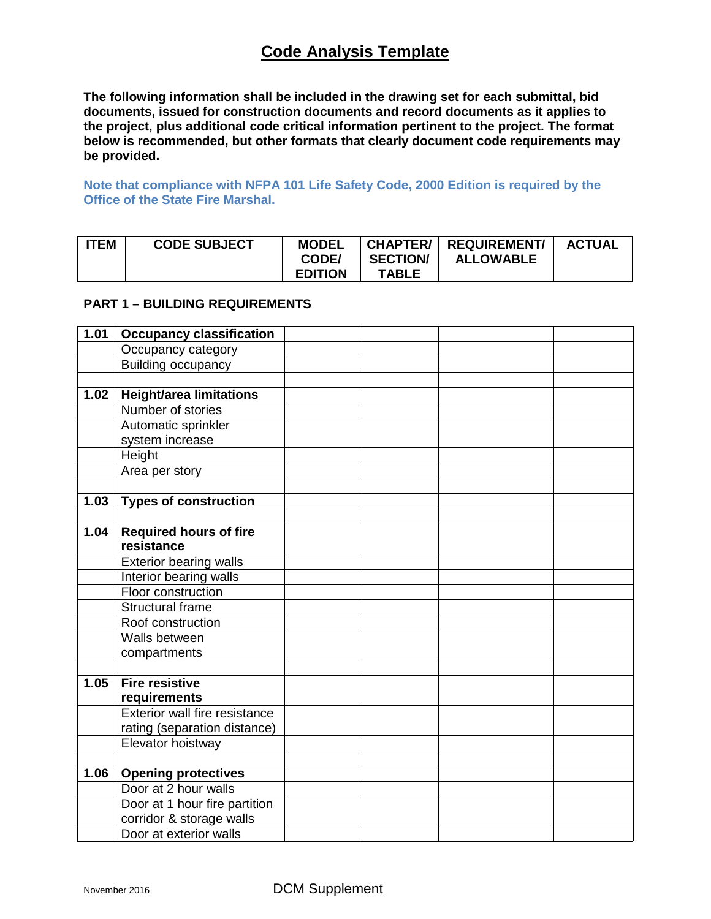# Code Analysis Template

**The following information shall be included in the drawing set for each submittal, bid documents, issued for construction documents and record documents as it applies to the project, plus additional code critical information pertinent to the project. The format below is recommended, but other formats that clearly document code requirements may be provided.**

**Note that compliance with NFPA 101 Life Safety Code, 2000 Edition is required by the Office of the State Fire Marshal.**

| ITEM | CODE SUBJECT | MODEL CODE/ EDITION | CHAPTER/ SECTION/ TABLE | REQUIREMENT/ ALLOWABLE | ACTUAL |
|---|---|---|---|---|---|

**PART 1 – BUILDING REQUIREMENTS**

| ITEM | CODE SUBJECT | MODEL CODE/ EDITION | CHAPTER/ SECTION/ TABLE | REQUIREMENT/ ALLOWABLE | ACTUAL |
|---|---|---|---|---|---|
| **1.01** | **Occupancy classification** | | | | |
| | Occupancy category | | | | |
| | Building occupancy | | | | |
| | | | | | |
| **1.02** | **Height/area limitations** | | | | |
| | Number of stories | | | | |
| | Automatic sprinkler system increase | | | | |
| | Height | | | | |
| | Area per story | | | | |
| | | | | | |
| **1.03** | **Types of construction** | | | | |
| | | | | | |
| **1.04** | **Required hours of fire resistance** | | | | |
| | Exterior bearing walls | | | | |
| | Interior bearing walls | | | | |
| | Floor construction | | | | |
| | Structural frame | | | | |
| | Roof construction | | | | |
| | Walls between compartments | | | | |
| | | | | | |
| **1.05** | **Fire resistive requirements** | | | | |
| | Exterior wall fire resistance rating (separation distance) | | | | |
| | Elevator hoistway | | | | |
| | | | | | |
| **1.06** | **Opening protectives** | | | | |
| | Door at 2 hour walls | | | | |
| | Door at 1 hour fire partition corridor & storage walls | | | | |
| | Door at exterior walls | | | | |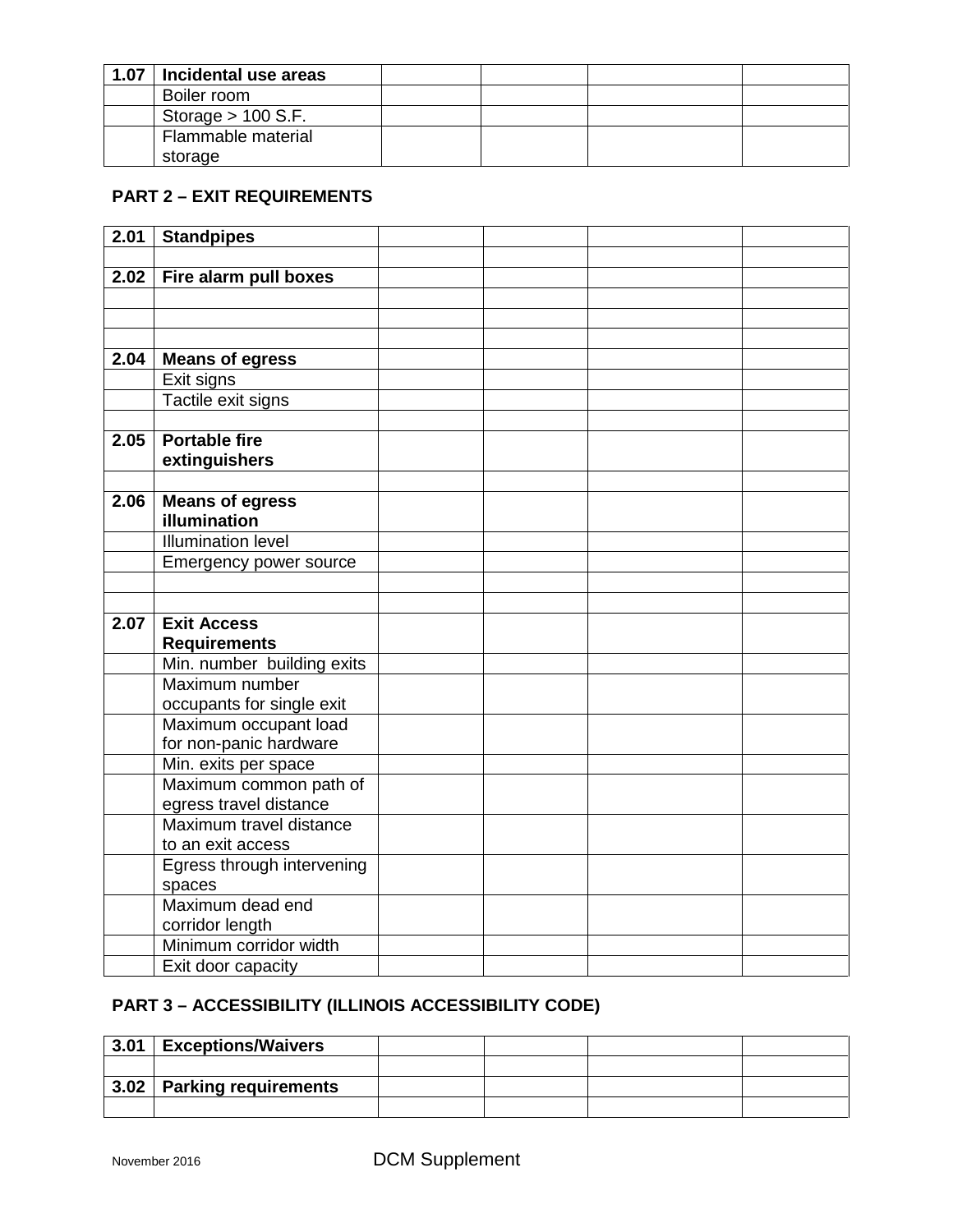| 1.07 | **Incidental use areas** | | | | |
| --- | --- | --- | --- | --- | --- |
| | Boiler room | | | | |
| | Storage > 100 S.F. | | | | |
| | Flammable material storage | | | | |

**PART 2 – EXIT REQUIREMENTS**

| 2.01 | **Standpipes** | | | | |
| --- | --- | --- | --- | --- | --- |
| | | | | | |
| 2.02 | **Fire alarm pull boxes** | | | | |
| | | | | | |
| | | | | | |
| | | | | | |
| 2.04 | **Means of egress** | | | | |
| | Exit signs | | | | |
| | Tactile exit signs | | | | |
| | | | | | |
| 2.05 | **Portable fire extinguishers** | | | | |
| | | | | | |
| 2.06 | **Means of egress illumination** | | | | |
| | Illumination level | | | | |
| | Emergency power source | | | | |
| | | | | | |
| | | | | | |
| 2.07 | **Exit Access Requirements** | | | | |
| | Min. number building exits | | | | |
| | Maximum number occupants for single exit | | | | |
| | Maximum occupant load for non-panic hardware | | | | |
| | Min. exits per space | | | | |
| | Maximum common path of egress travel distance | | | | |
| | Maximum travel distance to an exit access | | | | |
| | Egress through intervening spaces | | | | |
| | Maximum dead end corridor length | | | | |
| | Minimum corridor width | | | | |
| | Exit door capacity | | | | |

**PART 3 – ACCESSIBILITY (ILLINOIS ACCESSIBILITY CODE)**

| 3.01 | **Exceptions/Waivers** | | | | |
| --- | --- | --- | --- | --- | --- |
| | | | | | |
| 3.02 | **Parking requirements** | | | | |
| | | | | | |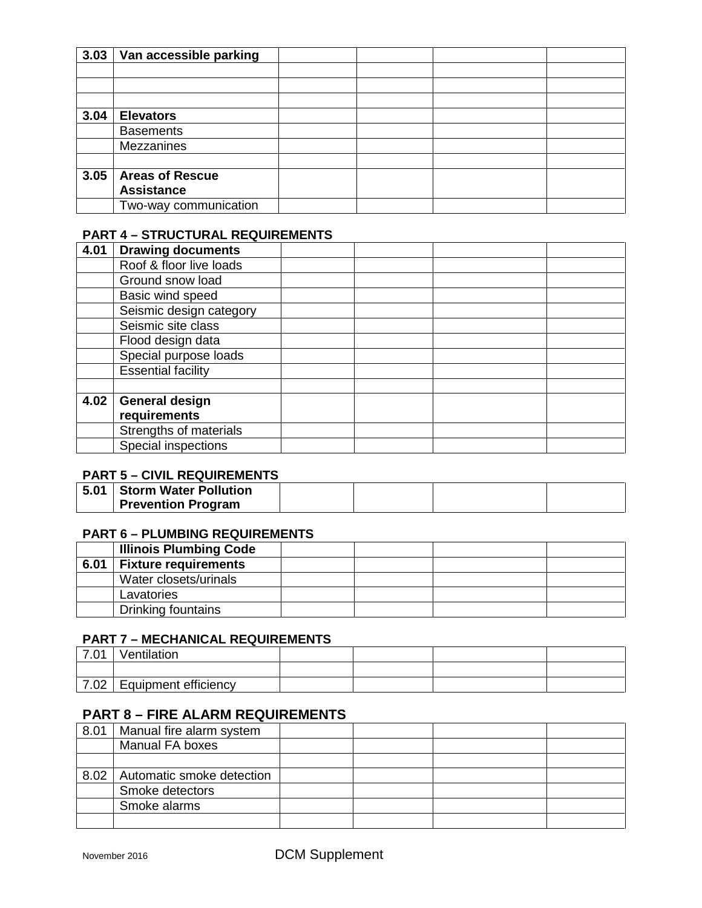| | | | | | |
|---|---|---|---|---|---|
| **3.03** | **Van accessible parking** | | | | |
| | | | | | |
| | | | | | |
| | | | | | |
| **3.04** | **Elevators** | | | | |
| | Basements | | | | |
| | Mezzanines | | | | |
| | | | | | |
| **3.05** | **Areas of Rescue Assistance** | | | | |
| | Two-way communication | | | | |

**PART 4 – STRUCTURAL REQUIREMENTS**

| | | | | | |
|---|---|---|---|---|---|
| **4.01** | **Drawing documents** | | | | |
| | Roof & floor live loads | | | | |
| | Ground snow load | | | | |
| | Basic wind speed | | | | |
| | Seismic design category | | | | |
| | Seismic site class | | | | |
| | Flood design data | | | | |
| | Special purpose loads | | | | |
| | Essential facility | | | | |
| | | | | | |
| **4.02** | **General design requirements** | | | | |
| | Strengths of materials | | | | |
| | Special inspections | | | | |

**PART 5 – CIVIL REQUIREMENTS**

| | | | | | |
|---|---|---|---|---|---|
| **5.01** | **Storm Water Pollution Prevention Program** | | | | |

**PART 6 – PLUMBING REQUIREMENTS**

| | | | | | |
|---|---|---|---|---|---|
| | **Illinois Plumbing Code** | | | | |
| **6.01** | **Fixture requirements** | | | | |
| | Water closets/urinals | | | | |
| | Lavatories | | | | |
| | Drinking fountains | | | | |

**PART 7 – MECHANICAL REQUIREMENTS**

| | | | | | |
|---|---|---|---|---|---|
| 7.01 | Ventilation | | | | |
| | | | | | |
| 7.02 | Equipment efficiency | | | | |

## PART 8 – FIRE ALARM REQUIREMENTS

| | | | | | |
|---|---|---|---|---|---|
| 8.01 | Manual fire alarm system | | | | |
| | Manual FA boxes | | | | |
| | | | | | |
| 8.02 | Automatic smoke detection | | | | |
| | Smoke detectors | | | | |
| | Smoke alarms | | | | |
| | | | | | |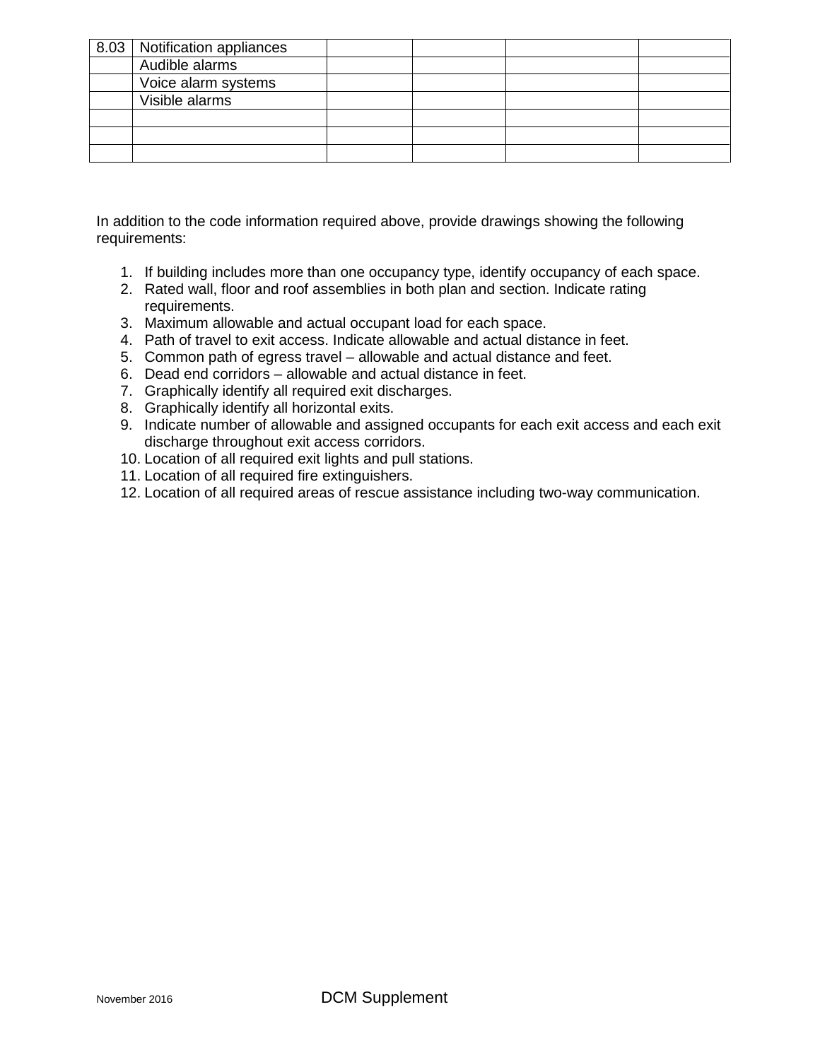| 8.03 | Notification appliances | | | | |
|---|---|---|---|---|---|
| | Audible alarms | | | | |
| | Voice alarm systems | | | | |
| | Visible alarms | | | | |
| | | | | | |
| | | | | | |
| | | | | | |

In addition to the code information required above, provide drawings showing the following requirements:

1. If building includes more than one occupancy type, identify occupancy of each space.
2. Rated wall, floor and roof assemblies in both plan and section. Indicate rating requirements.
3. Maximum allowable and actual occupant load for each space.
4. Path of travel to exit access. Indicate allowable and actual distance in feet.
5. Common path of egress travel – allowable and actual distance and feet.
6. Dead end corridors – allowable and actual distance in feet.
7. Graphically identify all required exit discharges.
8. Graphically identify all horizontal exits.
9. Indicate number of allowable and assigned occupants for each exit access and each exit discharge throughout exit access corridors.
10. Location of all required exit lights and pull stations.
11. Location of all required fire extinguishers.
12. Location of all required areas of rescue assistance including two-way communication.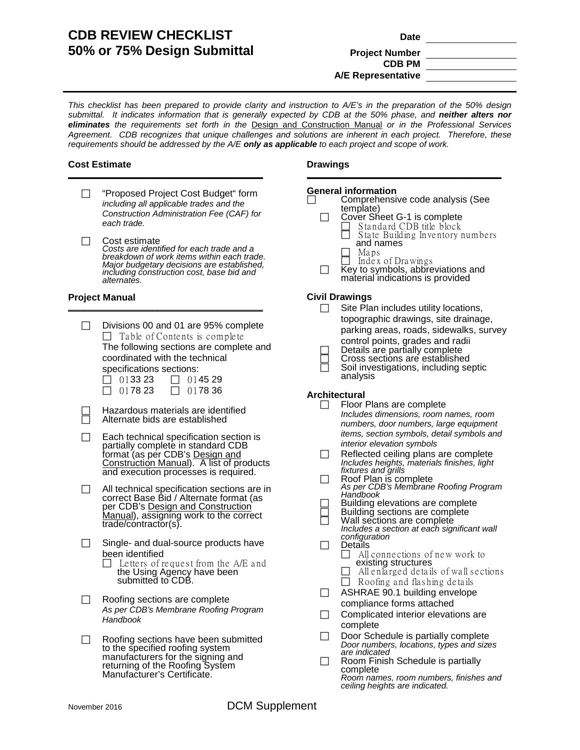# CDB REVIEW CHECKLIST
# 50% or 75% Design Submittal

**Date** ______________

**Project Number** ______________

**CDB PM** ______________

**A/E Representative** ______________

*This checklist has been prepared to provide clarity and instruction to A/E's in the preparation of the 50% design submittal. It indicates information that is generally expected by CDB at the 50% phase, and **neither alters nor eliminates** the requirements set forth in the* Design and Construction Manual *or in the Professional Services Agreement. CDB recognizes that unique challenges and solutions are inherent in each project. Therefore, these requirements should be addressed by the A/E **only as applicable** to each project and scope of work.*

## Cost Estimate

- ☐ "Proposed Project Cost Budget" form
  *including all applicable trades and the Construction Administration Fee (CAF) for each trade.*
- ☐ Cost estimate
  *Costs are identified for each trade and a breakdown of work items within each trade. Major budgetary decisions are established, including construction cost, base bid and alternates.*

## Project Manual

- ☐ Divisions 00 and 01 are 95% complete
  - ☐ Table of Contents is complete

  The following sections are complete and coordinated with the technical specifications sections:
  - ☐ 01 33 23
  - ☐ 01 45 29
  - ☐ 01 78 23
  - ☐ 01 78 36
- ☐ Hazardous materials are identified
- ☐ Alternate bids are established
- ☐ Each technical specification section is partially complete in standard CDB format (as per CDB's Design and Construction Manual). A list of products and execution processes is required.
- ☐ All technical specification sections are in correct Base Bid / Alternate format (as per CDB's Design and Construction Manual), assigning work to the correct trade/contractor(s).
- ☐ Single- and dual-source products have been identified
  - ☐ Letters of request from the A/E and the Using Agency have been submitted to CDB.
- ☐ Roofing sections are complete
  *As per CDB's Membrane Roofing Program Handbook*
- ☐ Roofing sections have been submitted to the specified roofing system manufacturers for the signing and returning of the Roofing System Manufacturer's Certificate.

## Drawings

### General information

- ☐ Comprehensive code analysis (See template)
- ☐ Cover Sheet G-1 is complete
  - ☐ Standard CDB title block
  - ☐ State Building Inventory numbers and names
  - ☐ Maps
  - ☐ Index of Drawings
- ☐ Key to symbols, abbreviations and material indications is provided

### Civil Drawings

- ☐ Site Plan includes utility locations, topographic drawings, site drainage, parking areas, roads, sidewalks, survey control points, grades and radii
- ☐ Details are partially complete
- ☐ Cross sections are established
- ☐ Soil investigations, including septic analysis

### Architectural

- ☐ Floor Plans are complete
  *Includes dimensions, room names, room numbers, door numbers, large equipment items, section symbols, detail symbols and interior elevation symbols*
- ☐ Reflected ceiling plans are complete
  *Includes heights, materials finishes, light fixtures and grills*
- ☐ Roof Plan is complete
  *As per CDB's Membrane Roofing Program Handbook*
- ☐ Building elevations are complete
- ☐ Building sections are complete
- ☐ Wall sections are complete
  *Includes a section at each significant wall configuration*
- ☐ Details
  - ☐ All connections of new work to existing structures
  - ☐ All enlarged details of wall sections
  - ☐ Roofing and flashing details
- ☐ ASHRAE 90.1 building envelope compliance forms attached
- ☐ Complicated interior elevations are complete
- ☐ Door Schedule is partially complete
  *Door numbers, locations, types and sizes are indicated*
- ☐ Room Finish Schedule is partially complete
  *Room names, room numbers, finishes and ceiling heights are indicated.*

November 2016 DCM Supplement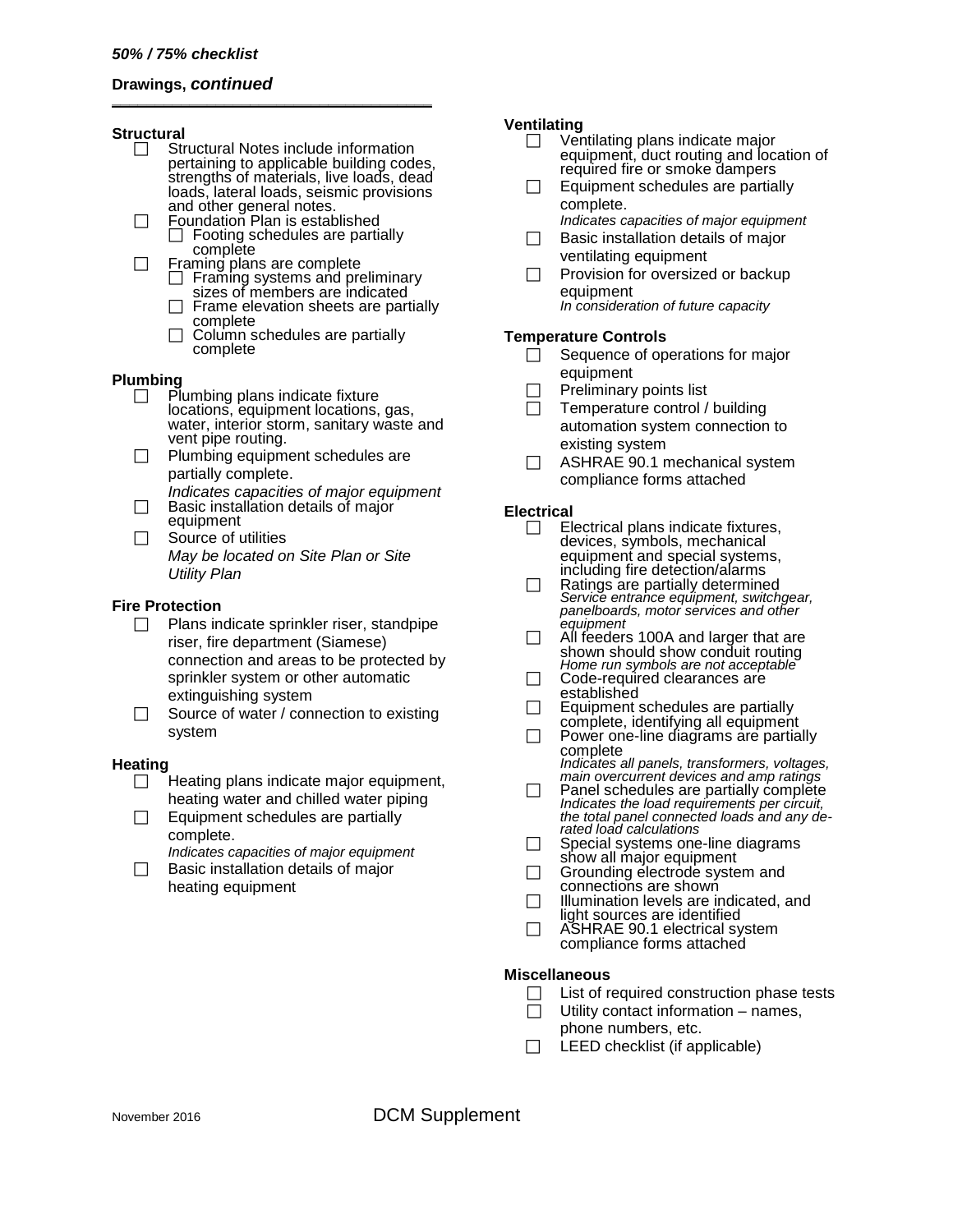*50% / 75% checklist*

**Drawings, *continued***

**Structural**

- ☐ Structural Notes include information pertaining to applicable building codes, strengths of materials, live loads, dead loads, lateral loads, seismic provisions and other general notes.
- ☐ Foundation Plan is established
  - ☐ Footing schedules are partially complete
- ☐ Framing plans are complete
  - ☐ Framing systems and preliminary sizes of members are indicated
  - ☐ Frame elevation sheets are partially complete
  - ☐ Column schedules are partially complete

**Plumbing**

- ☐ Plumbing plans indicate fixture locations, equipment locations, gas, water, interior storm, sanitary waste and vent pipe routing.
- ☐ Plumbing equipment schedules are partially complete.
  *Indicates capacities of major equipment*
- ☐ Basic installation details of major equipment
- ☐ Source of utilities
  *May be located on Site Plan or Site Utility Plan*

**Fire Protection**

- ☐ Plans indicate sprinkler riser, standpipe riser, fire department (Siamese) connection and areas to be protected by sprinkler system or other automatic extinguishing system
- ☐ Source of water / connection to existing system

**Heating**

- ☐ Heating plans indicate major equipment, heating water and chilled water piping
- ☐ Equipment schedules are partially complete.
  *Indicates capacities of major equipment*
- ☐ Basic installation details of major heating equipment

**Ventilating**

- ☐ Ventilating plans indicate major equipment, duct routing and location of required fire or smoke dampers
- ☐ Equipment schedules are partially complete.
  *Indicates capacities of major equipment*
- ☐ Basic installation details of major ventilating equipment
- ☐ Provision for oversized or backup equipment
  *In consideration of future capacity*

**Temperature Controls**

- ☐ Sequence of operations for major equipment
- ☐ Preliminary points list
- ☐ Temperature control / building automation system connection to existing system
- ☐ ASHRAE 90.1 mechanical system compliance forms attached

**Electrical**

- ☐ Electrical plans indicate fixtures, devices, symbols, mechanical equipment and special systems, including fire detection/alarms
- ☐ Ratings are partially determined
  *Service entrance equipment, switchgear, panelboards, motor services and other equipment*
- ☐ All feeders 100A and larger that are shown should show conduit routing
  *Home run symbols are not acceptable*
- ☐ Code-required clearances are established
- ☐ Equipment schedules are partially complete, identifying all equipment
- ☐ Power one-line diagrams are partially complete
  *Indicates all panels, transformers, voltages, main overcurrent devices and amp ratings*
- ☐ Panel schedules are partially complete
  *Indicates the load requirements per circuit, the total panel connected loads and any de-rated load calculations*
- ☐ Special systems one-line diagrams show all major equipment
- ☐ Grounding electrode system and connections are shown
- ☐ Illumination levels are indicated, and light sources are identified
- ☐ ASHRAE 90.1 electrical system compliance forms attached

**Miscellaneous**

- ☐ List of required construction phase tests
- ☐ Utility contact information – names, phone numbers, etc.
- ☐ LEED checklist (if applicable)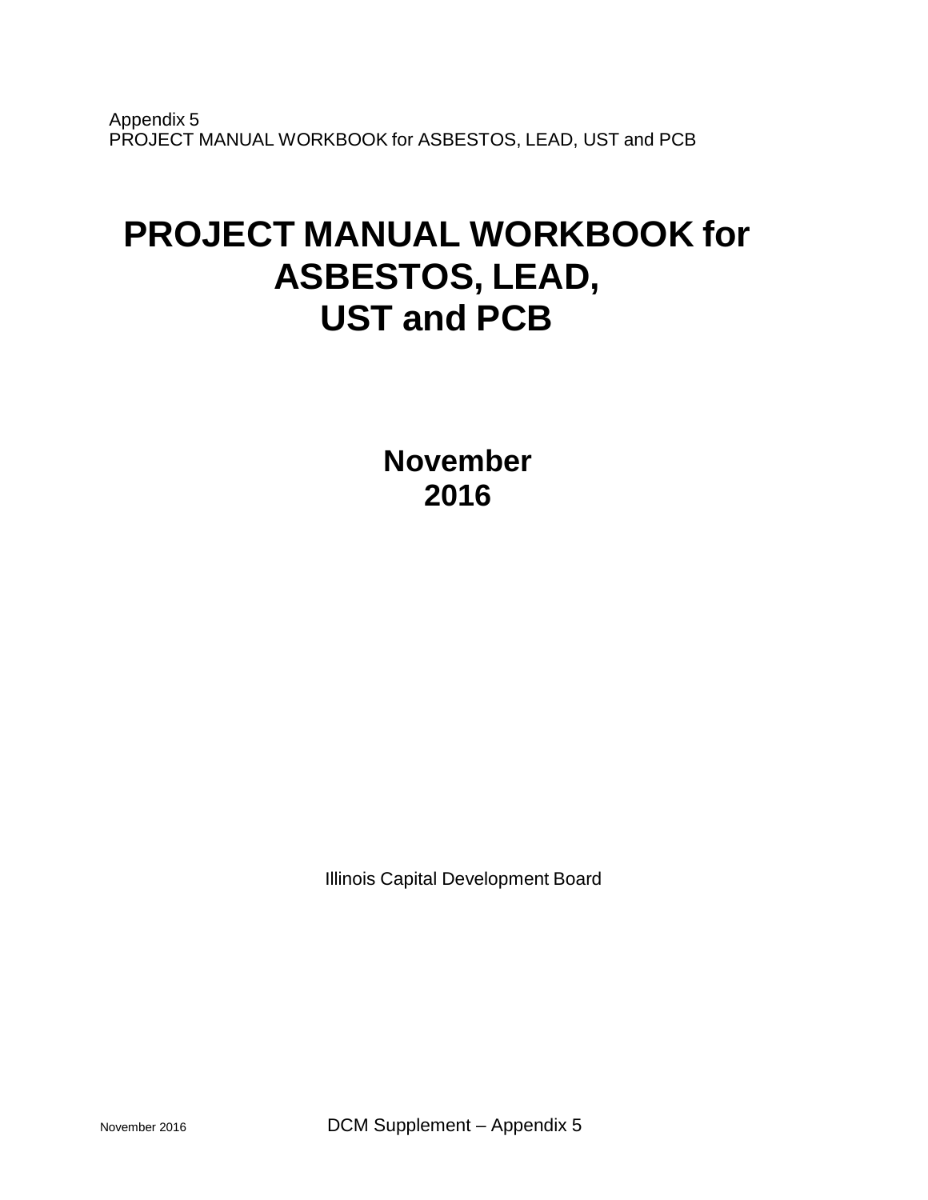# PROJECT MANUAL WORKBOOK for ASBESTOS, LEAD, UST and PCB

**November 2016**

Illinois Capital Development Board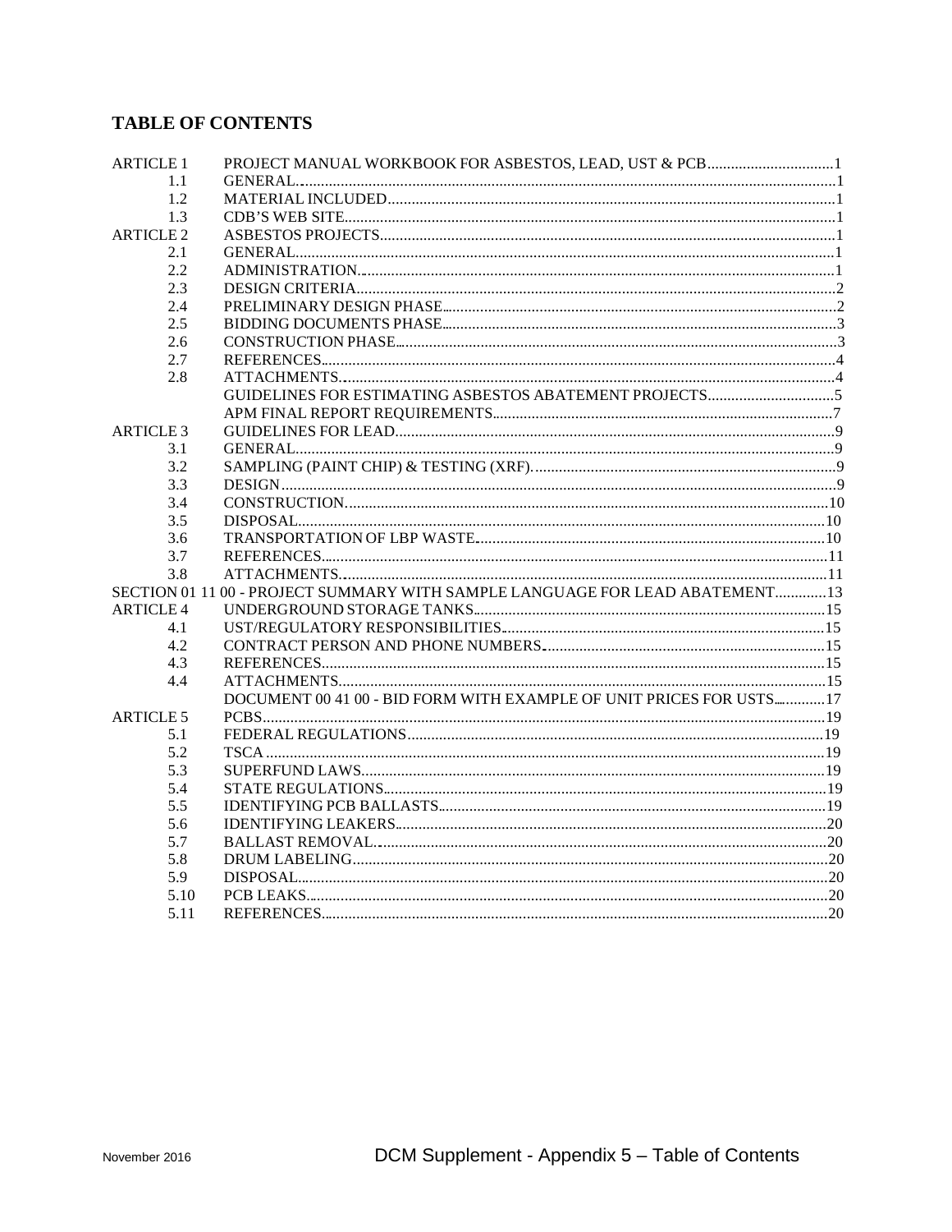## TABLE OF CONTENTS

| | | |
|---|---|---|
| ARTICLE 1 | PROJECT MANUAL WORKBOOK FOR ASBESTOS, LEAD, UST & PCB | 1 |
| 1.1 | GENERAL | 1 |
| 1.2 | MATERIAL INCLUDED | 1 |
| 1.3 | CDB'S WEB SITE | 1 |
| ARTICLE 2 | ASBESTOS PROJECTS | 1 |
| 2.1 | GENERAL | 1 |
| 2.2 | ADMINISTRATION | 1 |
| 2.3 | DESIGN CRITERIA | 2 |
| 2.4 | PRELIMINARY DESIGN PHASE | 2 |
| 2.5 | BIDDING DOCUMENTS PHASE | 3 |
| 2.6 | CONSTRUCTION PHASE | 3 |
| 2.7 | REFERENCES | 4 |
| 2.8 | ATTACHMENTS | 4 |
| | GUIDELINES FOR ESTIMATING ASBESTOS ABATEMENT PROJECTS | 5 |
| | APM FINAL REPORT REQUIREMENTS | 7 |
| ARTICLE 3 | GUIDELINES FOR LEAD | 9 |
| 3.1 | GENERAL | 9 |
| 3.2 | SAMPLING (PAINT CHIP) & TESTING (XRF) | 9 |
| 3.3 | DESIGN | 9 |
| 3.4 | CONSTRUCTION | 10 |
| 3.5 | DISPOSAL | 10 |
| 3.6 | TRANSPORTATION OF LBP WASTE | 10 |
| 3.7 | REFERENCES | 11 |
| 3.8 | ATTACHMENTS | 11 |
| SECTION 01 11 00 - PROJECT SUMMARY WITH SAMPLE LANGUAGE FOR LEAD ABATEMENT | | 13 |
| ARTICLE 4 | UNDERGROUND STORAGE TANKS | 15 |
| 4.1 | UST/REGULATORY RESPONSIBILITIES | 15 |
| 4.2 | CONTRACT PERSON AND PHONE NUMBERS | 15 |
| 4.3 | REFERENCES | 15 |
| 4.4 | ATTACHMENTS | 15 |
| | DOCUMENT 00 41 00 - BID FORM WITH EXAMPLE OF UNIT PRICES FOR USTS | 17 |
| ARTICLE 5 | PCBS | 19 |
| 5.1 | FEDERAL REGULATIONS | 19 |
| 5.2 | TSCA | 19 |
| 5.3 | SUPERFUND LAWS | 19 |
| 5.4 | STATE REGULATIONS | 19 |
| 5.5 | IDENTIFYING PCB BALLASTS | 19 |
| 5.6 | IDENTIFYING LEAKERS | 20 |
| 5.7 | BALLAST REMOVAL | 20 |
| 5.8 | DRUM LABELING | 20 |
| 5.9 | DISPOSAL | 20 |
| 5.10 | PCB LEAKS | 20 |
| 5.11 | REFERENCES | 20 |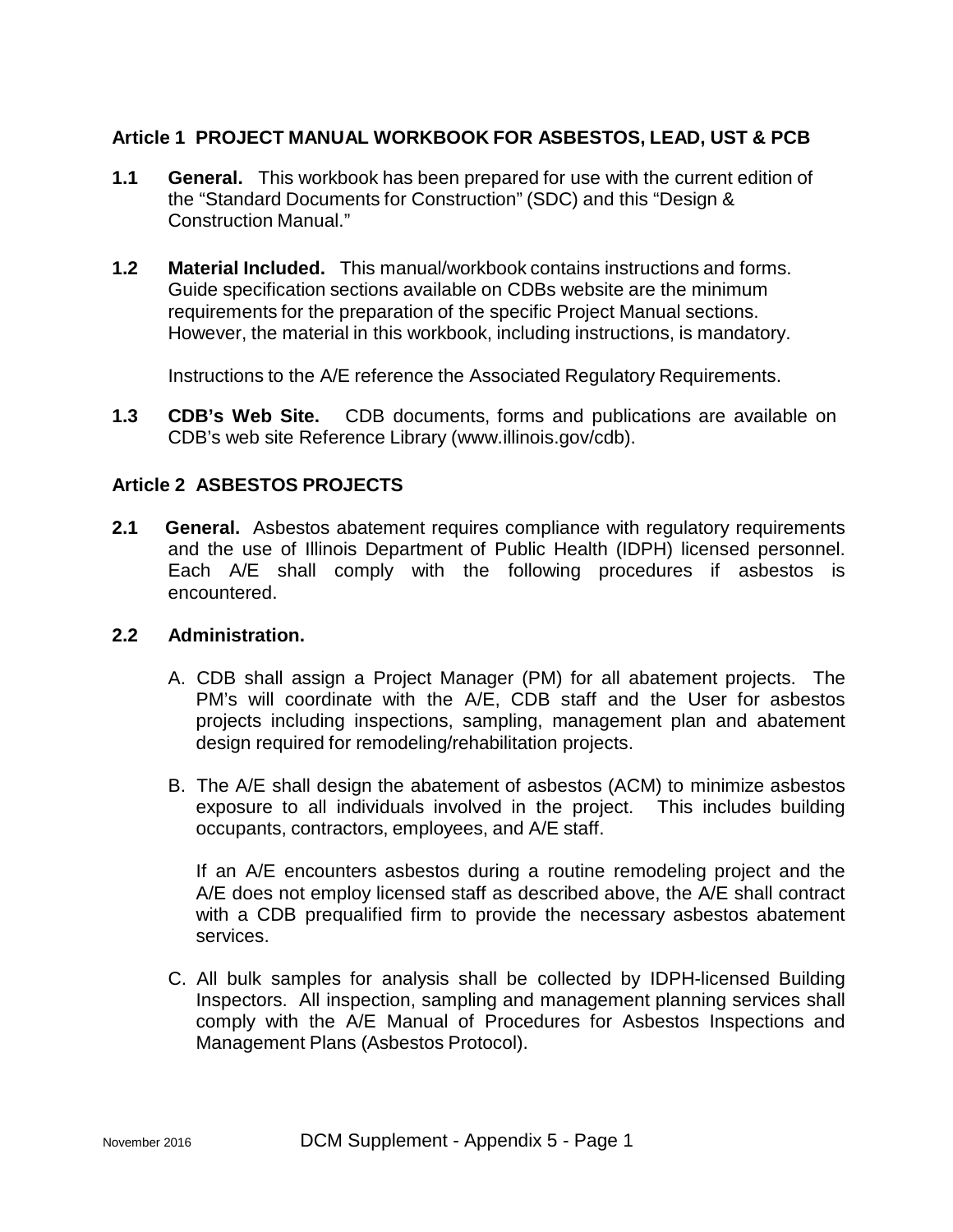## Article 1 PROJECT MANUAL WORKBOOK FOR ASBESTOS, LEAD, UST & PCB

**1.1 General.** This workbook has been prepared for use with the current edition of the "Standard Documents for Construction" (SDC) and this "Design & Construction Manual."

**1.2 Material Included.** This manual/workbook contains instructions and forms. Guide specification sections available on CDBs website are the minimum requirements for the preparation of the specific Project Manual sections. However, the material in this workbook, including instructions, is mandatory.

Instructions to the A/E reference the Associated Regulatory Requirements.

**1.3 CDB's Web Site.** CDB documents, forms and publications are available on CDB's web site Reference Library (www.illinois.gov/cdb).

## Article 2 ASBESTOS PROJECTS

**2.1 General.** Asbestos abatement requires compliance with regulatory requirements and the use of Illinois Department of Public Health (IDPH) licensed personnel. Each A/E shall comply with the following procedures if asbestos is encountered.

**2.2 Administration.**

A. CDB shall assign a Project Manager (PM) for all abatement projects. The PM's will coordinate with the A/E, CDB staff and the User for asbestos projects including inspections, sampling, management plan and abatement design required for remodeling/rehabilitation projects.

B. The A/E shall design the abatement of asbestos (ACM) to minimize asbestos exposure to all individuals involved in the project. This includes building occupants, contractors, employees, and A/E staff.

If an A/E encounters asbestos during a routine remodeling project and the A/E does not employ licensed staff as described above, the A/E shall contract with a CDB prequalified firm to provide the necessary asbestos abatement services.

C. All bulk samples for analysis shall be collected by IDPH-licensed Building Inspectors. All inspection, sampling and management planning services shall comply with the A/E Manual of Procedures for Asbestos Inspections and Management Plans (Asbestos Protocol).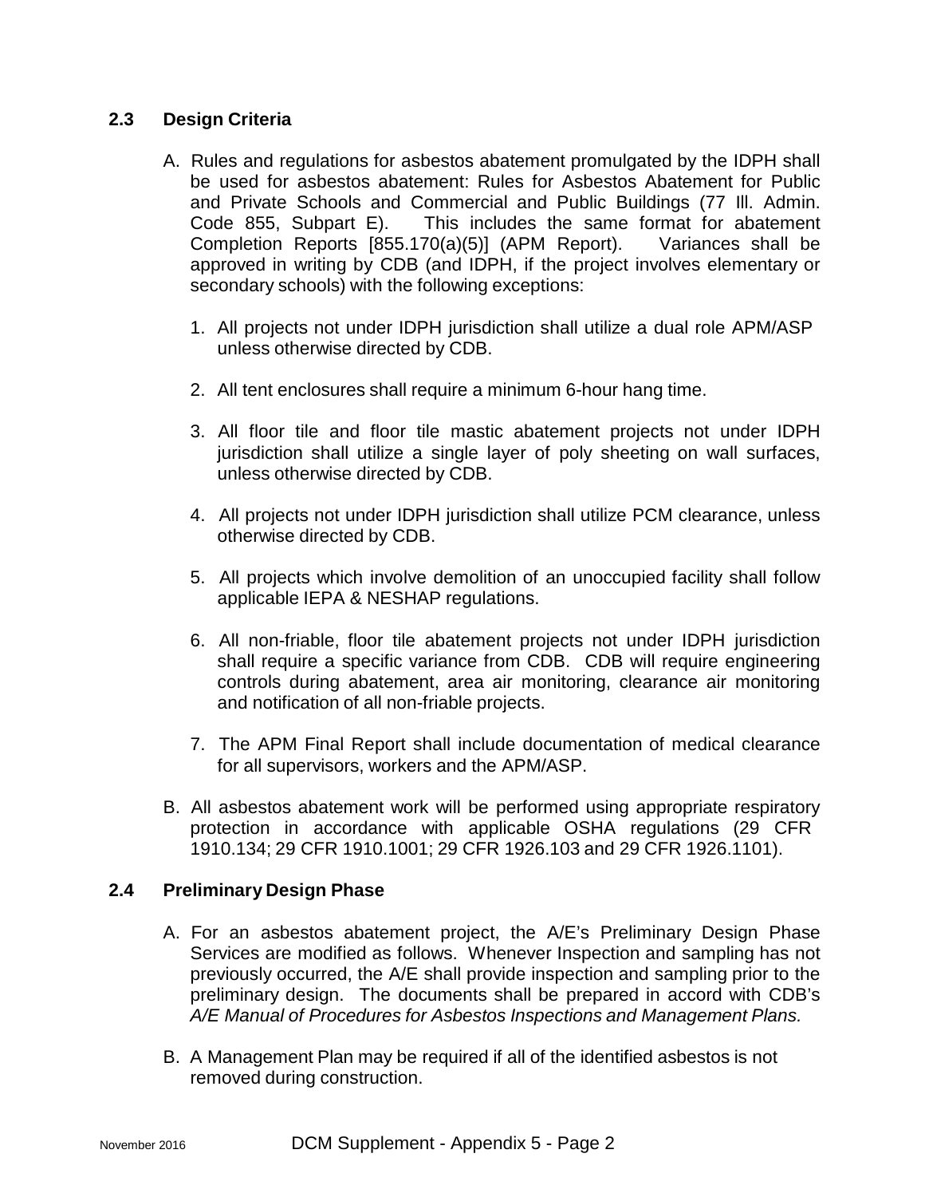## 2.3 Design Criteria

A. Rules and regulations for asbestos abatement promulgated by the IDPH shall be used for asbestos abatement: Rules for Asbestos Abatement for Public and Private Schools and Commercial and Public Buildings (77 Ill. Admin. Code 855, Subpart E). This includes the same format for abatement Completion Reports [855.170(a)(5)] (APM Report). Variances shall be approved in writing by CDB (and IDPH, if the project involves elementary or secondary schools) with the following exceptions:

   1. All projects not under IDPH jurisdiction shall utilize a dual role APM/ASP unless otherwise directed by CDB.
   2. All tent enclosures shall require a minimum 6-hour hang time.
   3. All floor tile and floor tile mastic abatement projects not under IDPH jurisdiction shall utilize a single layer of poly sheeting on wall surfaces, unless otherwise directed by CDB.
   4. All projects not under IDPH jurisdiction shall utilize PCM clearance, unless otherwise directed by CDB.
   5. All projects which involve demolition of an unoccupied facility shall follow applicable IEPA & NESHAP regulations.
   6. All non-friable, floor tile abatement projects not under IDPH jurisdiction shall require a specific variance from CDB. CDB will require engineering controls during abatement, area air monitoring, clearance air monitoring and notification of all non-friable projects.
   7. The APM Final Report shall include documentation of medical clearance for all supervisors, workers and the APM/ASP.

B. All asbestos abatement work will be performed using appropriate respiratory protection in accordance with applicable OSHA regulations (29 CFR 1910.134; 29 CFR 1910.1001; 29 CFR 1926.103 and 29 CFR 1926.1101).

## 2.4 Preliminary Design Phase

A. For an asbestos abatement project, the A/E's Preliminary Design Phase Services are modified as follows. Whenever Inspection and sampling has not previously occurred, the A/E shall provide inspection and sampling prior to the preliminary design. The documents shall be prepared in accord with CDB's *A/E Manual of Procedures for Asbestos Inspections and Management Plans.*

B. A Management Plan may be required if all of the identified asbestos is not removed during construction.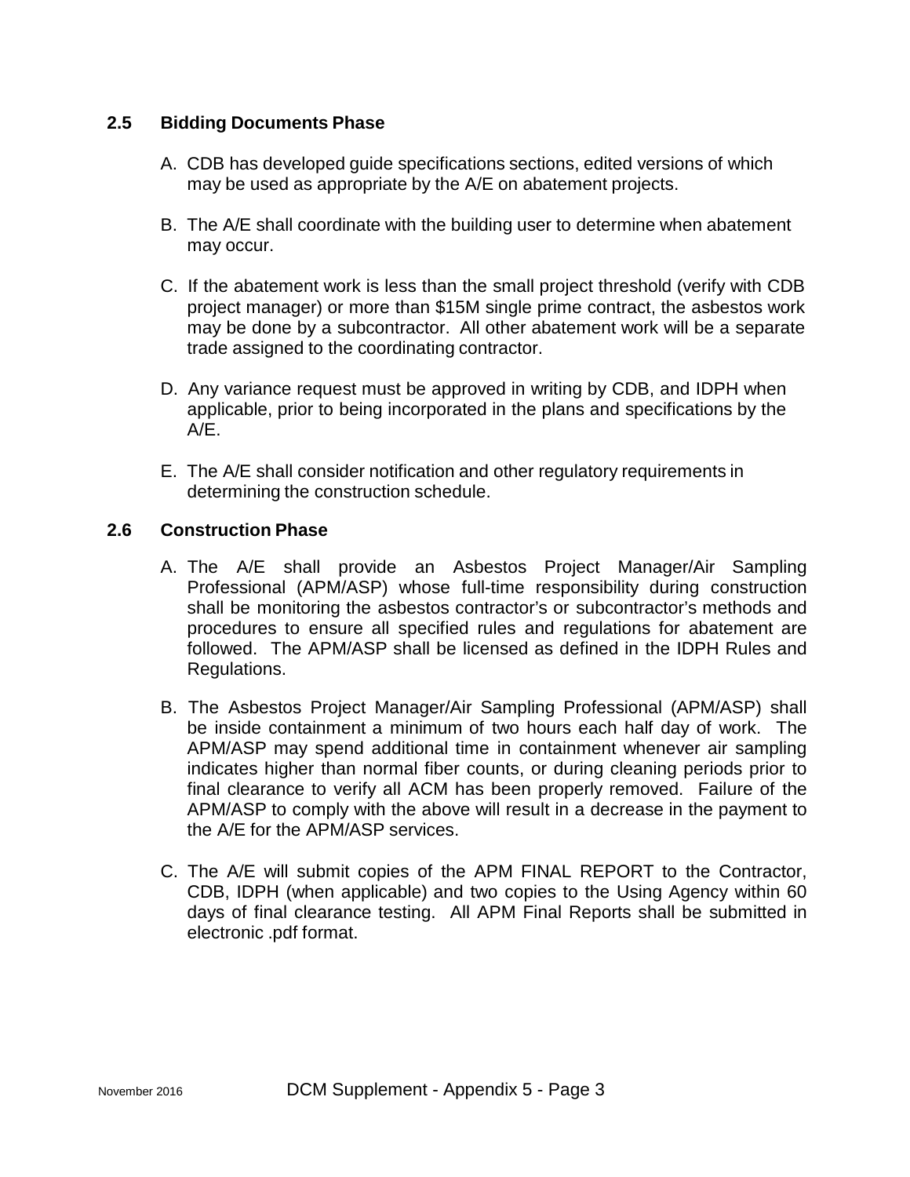## 2.5 Bidding Documents Phase

A. CDB has developed guide specifications sections, edited versions of which may be used as appropriate by the A/E on abatement projects.

B. The A/E shall coordinate with the building user to determine when abatement may occur.

C. If the abatement work is less than the small project threshold (verify with CDB project manager) or more than $15M single prime contract, the asbestos work may be done by a subcontractor. All other abatement work will be a separate trade assigned to the coordinating contractor.

D. Any variance request must be approved in writing by CDB, and IDPH when applicable, prior to being incorporated in the plans and specifications by the A/E.

E. The A/E shall consider notification and other regulatory requirements in determining the construction schedule.

## 2.6 Construction Phase

A. The A/E shall provide an Asbestos Project Manager/Air Sampling Professional (APM/ASP) whose full-time responsibility during construction shall be monitoring the asbestos contractor's or subcontractor's methods and procedures to ensure all specified rules and regulations for abatement are followed. The APM/ASP shall be licensed as defined in the IDPH Rules and Regulations.

B. The Asbestos Project Manager/Air Sampling Professional (APM/ASP) shall be inside containment a minimum of two hours each half day of work. The APM/ASP may spend additional time in containment whenever air sampling indicates higher than normal fiber counts, or during cleaning periods prior to final clearance to verify all ACM has been properly removed. Failure of the APM/ASP to comply with the above will result in a decrease in the payment to the A/E for the APM/ASP services.

C. The A/E will submit copies of the APM FINAL REPORT to the Contractor, CDB, IDPH (when applicable) and two copies to the Using Agency within 60 days of final clearance testing. All APM Final Reports shall be submitted in electronic .pdf format.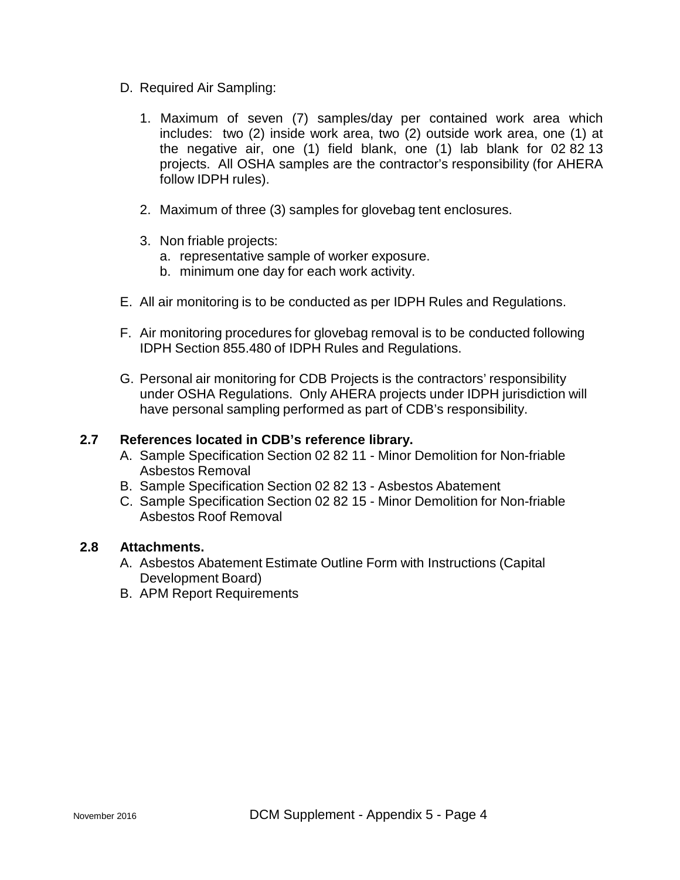D. Required Air Sampling:

   1. Maximum of seven (7) samples/day per contained work area which includes: two (2) inside work area, two (2) outside work area, one (1) at the negative air, one (1) field blank, one (1) lab blank for 02 82 13 projects. All OSHA samples are the contractor's responsibility (for AHERA follow IDPH rules).

   2. Maximum of three (3) samples for glovebag tent enclosures.

   3. Non friable projects:
      a. representative sample of worker exposure.
      b. minimum one day for each work activity.

E. All air monitoring is to be conducted as per IDPH Rules and Regulations.

F. Air monitoring procedures for glovebag removal is to be conducted following IDPH Section 855.480 of IDPH Rules and Regulations.

G. Personal air monitoring for CDB Projects is the contractors' responsibility under OSHA Regulations. Only AHERA projects under IDPH jurisdiction will have personal sampling performed as part of CDB's responsibility.

### 2.7 References located in CDB's reference library.

A. Sample Specification Section 02 82 11 - Minor Demolition for Non-friable Asbestos Removal
B. Sample Specification Section 02 82 13 - Asbestos Abatement
C. Sample Specification Section 02 82 15 - Minor Demolition for Non-friable Asbestos Roof Removal

### 2.8 Attachments.

A. Asbestos Abatement Estimate Outline Form with Instructions (Capital Development Board)
B. APM Report Requirements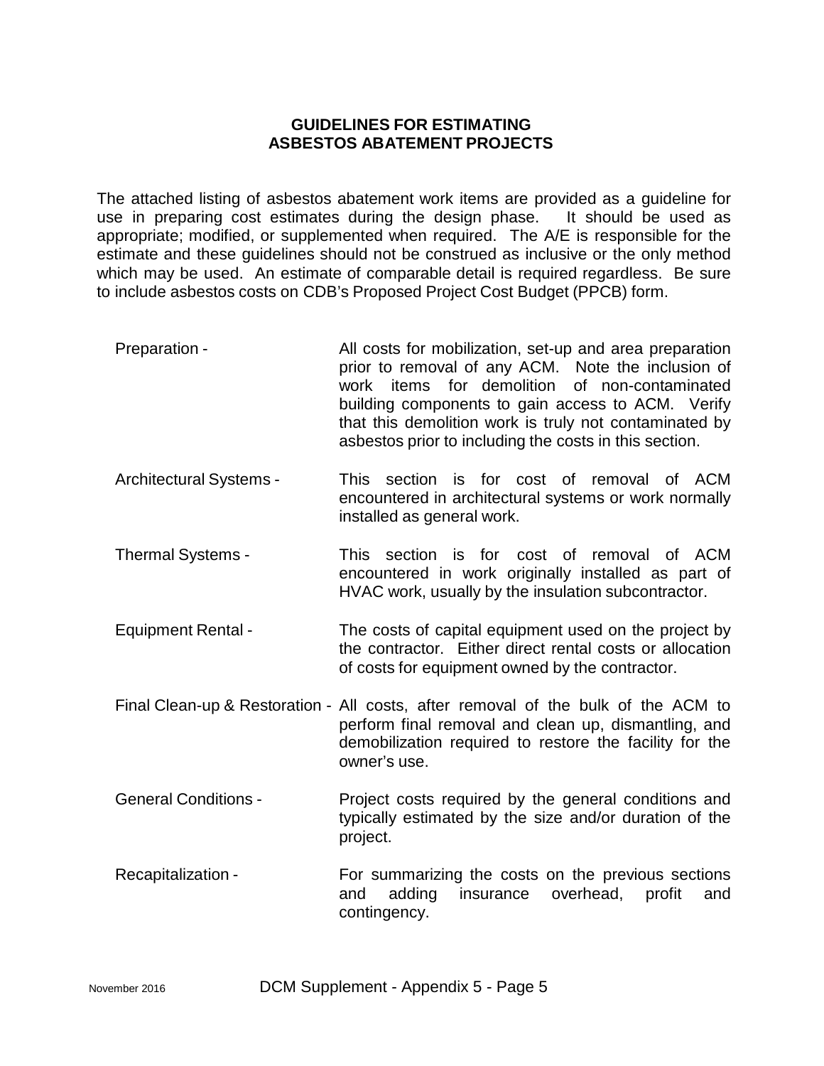## GUIDELINES FOR ESTIMATING ASBESTOS ABATEMENT PROJECTS

The attached listing of asbestos abatement work items are provided as a guideline for use in preparing cost estimates during the design phase. It should be used as appropriate; modified, or supplemented when required. The A/E is responsible for the estimate and these guidelines should not be construed as inclusive or the only method which may be used. An estimate of comparable detail is required regardless. Be sure to include asbestos costs on CDB's Proposed Project Cost Budget (PPCB) form.

| | |
|---|---|
| Preparation - | All costs for mobilization, set-up and area preparation prior to removal of any ACM. Note the inclusion of work items for demolition of non-contaminated building components to gain access to ACM. Verify that this demolition work is truly not contaminated by asbestos prior to including the costs in this section. |
| Architectural Systems - | This section is for cost of removal of ACM encountered in architectural systems or work normally installed as general work. |
| Thermal Systems - | This section is for cost of removal of ACM encountered in work originally installed as part of HVAC work, usually by the insulation subcontractor. |
| Equipment Rental - | The costs of capital equipment used on the project by the contractor. Either direct rental costs or allocation of costs for equipment owned by the contractor. |
| Final Clean-up & Restoration - | All costs, after removal of the bulk of the ACM to perform final removal and clean up, dismantling, and demobilization required to restore the facility for the owner's use. |
| General Conditions - | Project costs required by the general conditions and typically estimated by the size and/or duration of the project. |
| Recapitalization - | For summarizing the costs on the previous sections and adding insurance overhead, profit and contingency. |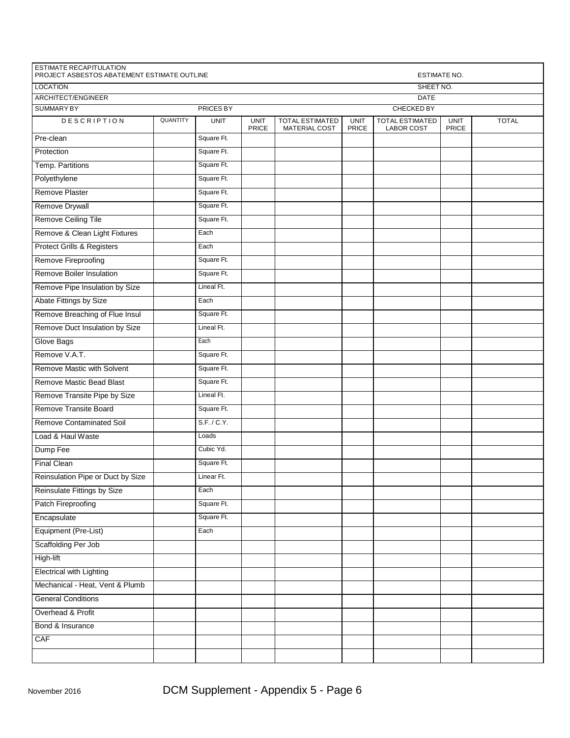ESTIMATE RECAPITULATION
PROJECT ASBESTOS ABATEMENT ESTIMATE OUTLINE — ESTIMATE NO.

LOCATION — SHEET NO.

ARCHITECT/ENGINEER — DATE

SUMMARY BY — PRICES BY — CHECKED BY

| DESCRIPTION | QUANTITY | UNIT | UNIT PRICE | TOTAL ESTIMATED MATERIAL COST | UNIT PRICE | TOTAL ESTIMATED LABOR COST | UNIT PRICE | TOTAL |
|---|---|---|---|---|---|---|---|---|
| Pre-clean | | Square Ft. | | | | | | |
| Protection | | Square Ft. | | | | | | |
| Temp. Partitions | | Square Ft. | | | | | | |
| Polyethylene | | Square Ft. | | | | | | |
| Remove Plaster | | Square Ft. | | | | | | |
| Remove Drywall | | Square Ft. | | | | | | |
| Remove Ceiling Tile | | Square Ft. | | | | | | |
| Remove & Clean Light Fixtures | | Each | | | | | | |
| Protect Grills & Registers | | Each | | | | | | |
| Remove Fireproofing | | Square Ft. | | | | | | |
| Remove Boiler Insulation | | Square Ft. | | | | | | |
| Remove Pipe Insulation by Size | | Lineal Ft. | | | | | | |
| Abate Fittings by Size | | Each | | | | | | |
| Remove Breaching of Flue Insul | | Square Ft. | | | | | | |
| Remove Duct Insulation by Size | | Lineal Ft. | | | | | | |
| Glove Bags | | Each | | | | | | |
| Remove V.A.T. | | Square Ft. | | | | | | |
| Remove Mastic with Solvent | | Square Ft. | | | | | | |
| Remove Mastic Bead Blast | | Square Ft. | | | | | | |
| Remove Transite Pipe by Size | | Lineal Ft. | | | | | | |
| Remove Transite Board | | Square Ft. | | | | | | |
| Remove Contaminated Soil | | S.F. / C.Y. | | | | | | |
| Load & Haul Waste | | Loads | | | | | | |
| Dump Fee | | Cubic Yd. | | | | | | |
| Final Clean | | Square Ft. | | | | | | |
| Reinsulation Pipe or Duct by Size | | Linear Ft. | | | | | | |
| Reinsulate Fittings by Size | | Each | | | | | | |
| Patch Fireproofing | | Square Ft. | | | | | | |
| Encapsulate | | Square Ft. | | | | | | |
| Equipment (Pre-List) | | Each | | | | | | |
| Scaffolding Per Job | | | | | | | | |
| High-lift | | | | | | | | |
| Electrical with Lighting | | | | | | | | |
| Mechanical - Heat, Vent & Plumb | | | | | | | | |
| General Conditions | | | | | | | | |
| Overhead & Profit | | | | | | | | |
| Bond & Insurance | | | | | | | | |
| CAF | | | | | | | | |
| | | | | | | | | |

November 2016 DCM Supplement - Appendix 5 - Page 6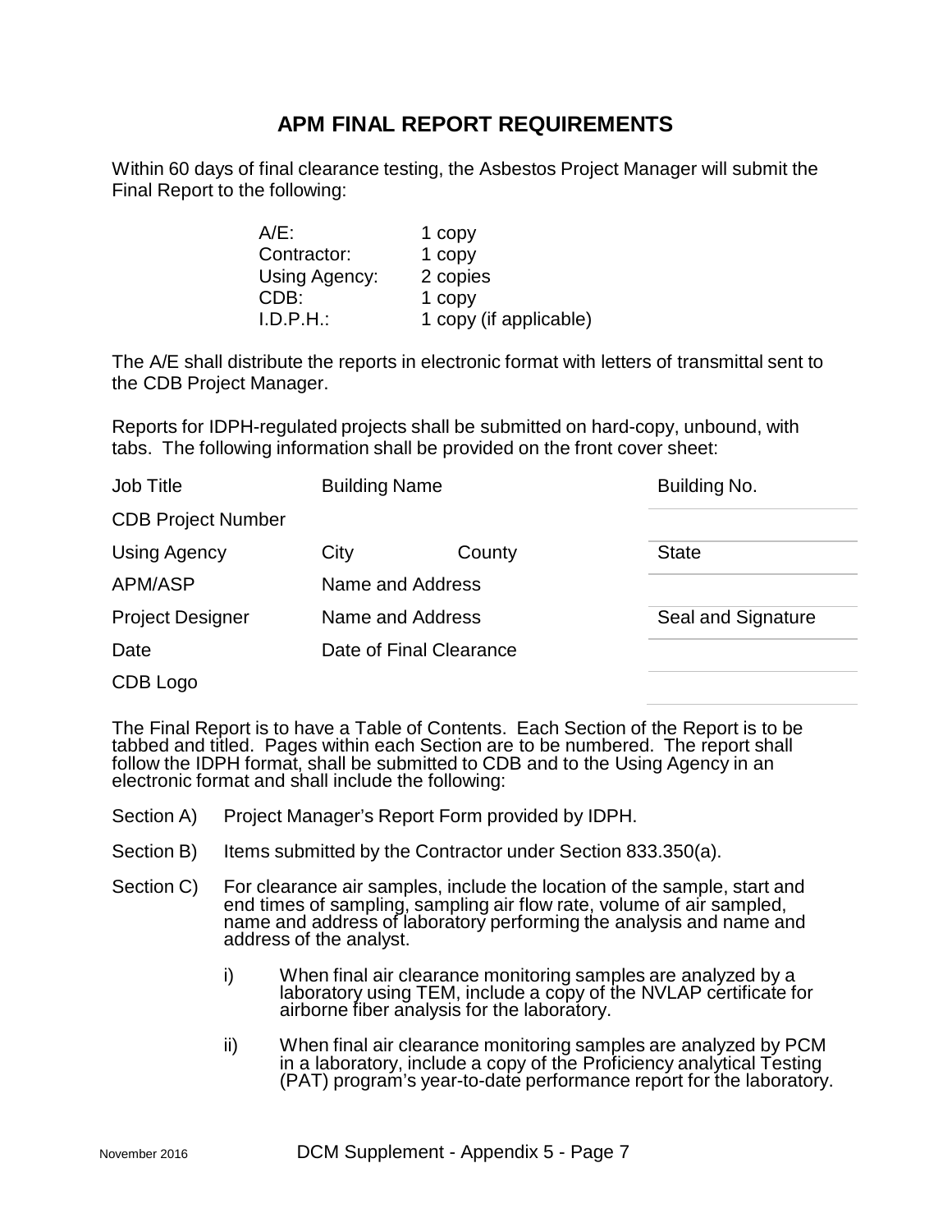## APM FINAL REPORT REQUIREMENTS

Within 60 days of final clearance testing, the Asbestos Project Manager will submit the Final Report to the following:

| | |
|---|---|
| A/E: | 1 copy |
| Contractor: | 1 copy |
| Using Agency: | 2 copies |
| CDB: | 1 copy |
| I.D.P.H.: | 1 copy (if applicable) |

The A/E shall distribute the reports in electronic format with letters of transmittal sent to the CDB Project Manager.

Reports for IDPH-regulated projects shall be submitted on hard-copy, unbound, with tabs. The following information shall be provided on the front cover sheet:

| | | | |
|---|---|---|---|
| Job Title | Building Name | | Building No. |
| CDB Project Number | | | |
| Using Agency | City | County | State |
| APM/ASP | Name and Address | | |
| Project Designer | Name and Address | | Seal and Signature |
| Date | Date of Final Clearance | | |
| CDB Logo | | | |

The Final Report is to have a Table of Contents. Each Section of the Report is to be tabbed and titled. Pages within each Section are to be numbered. The report shall follow the IDPH format, shall be submitted to CDB and to the Using Agency in an electronic format and shall include the following:

Section A) Project Manager's Report Form provided by IDPH.

Section B) Items submitted by the Contractor under Section 833.350(a).

Section C) For clearance air samples, include the location of the sample, start and end times of sampling, sampling air flow rate, volume of air sampled, name and address of laboratory performing the analysis and name and address of the analyst.

- i) When final air clearance monitoring samples are analyzed by a laboratory using TEM, include a copy of the NVLAP certificate for airborne fiber analysis for the laboratory.
- ii) When final air clearance monitoring samples are analyzed by PCM in a laboratory, include a copy of the Proficiency analytical Testing (PAT) program's year-to-date performance report for the laboratory.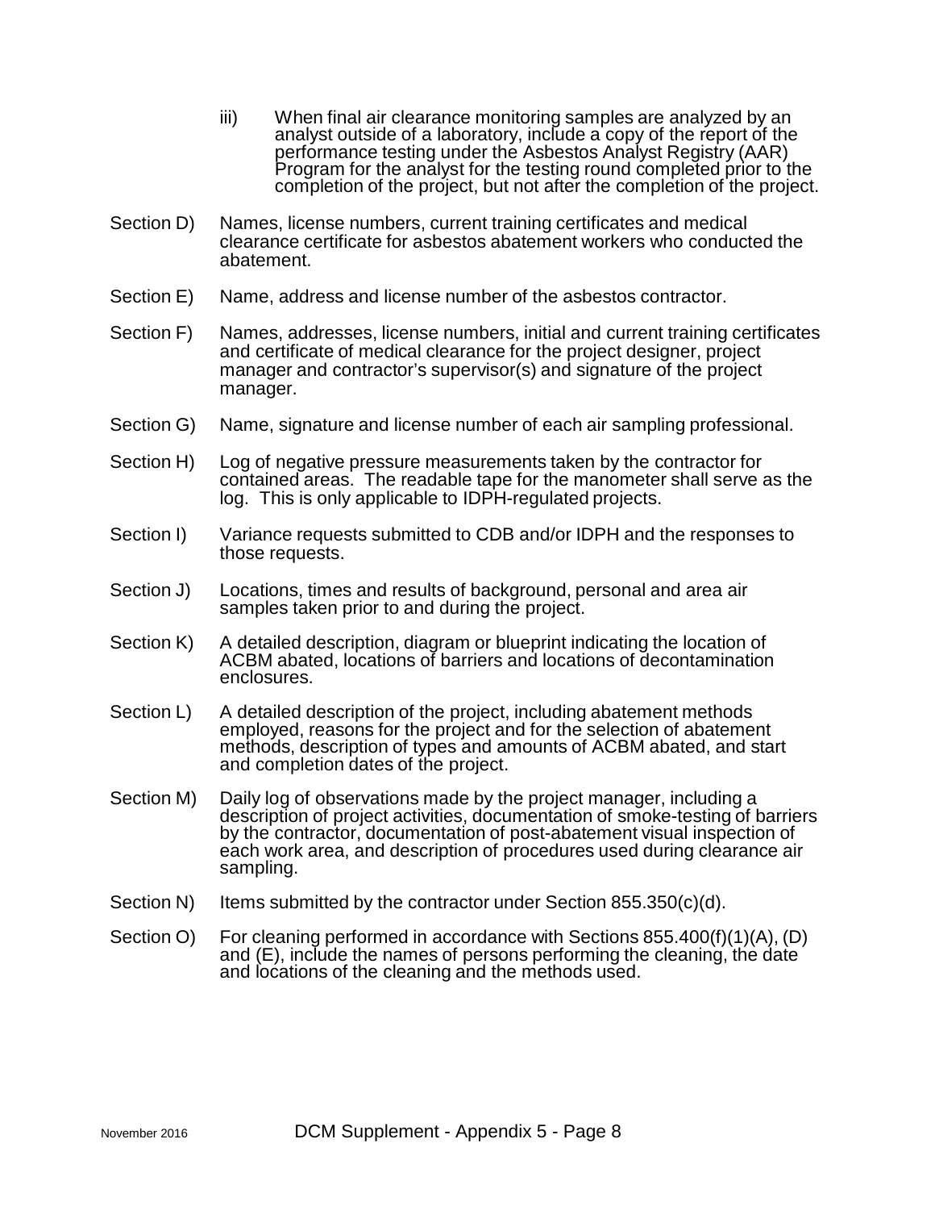iii) When final air clearance monitoring samples are analyzed by an analyst outside of a laboratory, include a copy of the report of the performance testing under the Asbestos Analyst Registry (AAR) Program for the analyst for the testing round completed prior to the completion of the project, but not after the completion of the project.

Section D) Names, license numbers, current training certificates and medical clearance certificate for asbestos abatement workers who conducted the abatement.

Section E) Name, address and license number of the asbestos contractor.

Section F) Names, addresses, license numbers, initial and current training certificates and certificate of medical clearance for the project designer, project manager and contractor's supervisor(s) and signature of the project manager.

Section G) Name, signature and license number of each air sampling professional.

Section H) Log of negative pressure measurements taken by the contractor for contained areas. The readable tape for the manometer shall serve as the log. This is only applicable to IDPH-regulated projects.

Section I) Variance requests submitted to CDB and/or IDPH and the responses to those requests.

Section J) Locations, times and results of background, personal and area air samples taken prior to and during the project.

Section K) A detailed description, diagram or blueprint indicating the location of ACBM abated, locations of barriers and locations of decontamination enclosures.

Section L) A detailed description of the project, including abatement methods employed, reasons for the project and for the selection of abatement methods, description of types and amounts of ACBM abated, and start and completion dates of the project.

Section M) Daily log of observations made by the project manager, including a description of project activities, documentation of smoke-testing of barriers by the contractor, documentation of post-abatement visual inspection of each work area, and description of procedures used during clearance air sampling.

Section N) Items submitted by the contractor under Section 855.350(c)(d).

Section O) For cleaning performed in accordance with Sections 855.400(f)(1)(A), (D) and (E), include the names of persons performing the cleaning, the date and locations of the cleaning and the methods used.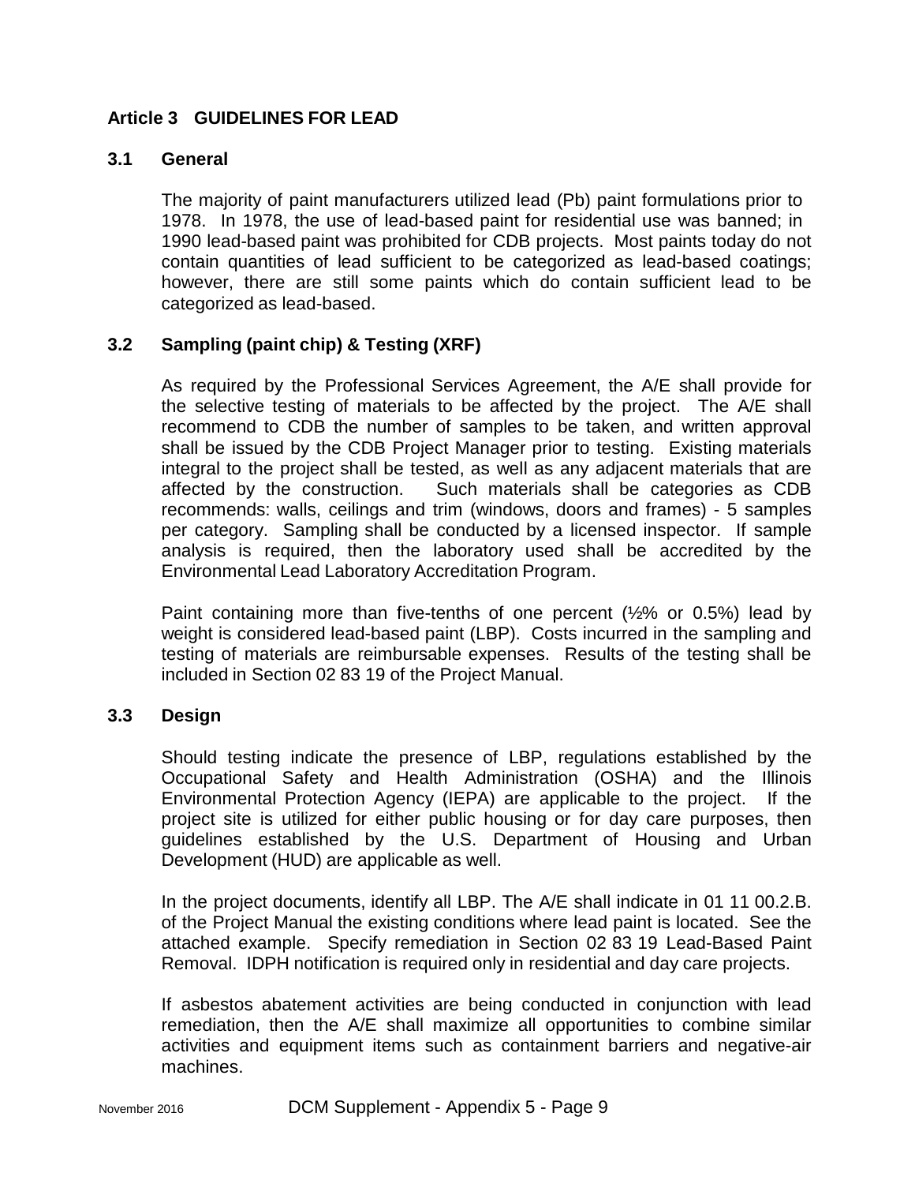## Article 3 GUIDELINES FOR LEAD

### 3.1 General

The majority of paint manufacturers utilized lead (Pb) paint formulations prior to 1978. In 1978, the use of lead-based paint for residential use was banned; in 1990 lead-based paint was prohibited for CDB projects. Most paints today do not contain quantities of lead sufficient to be categorized as lead-based coatings; however, there are still some paints which do contain sufficient lead to be categorized as lead-based.

### 3.2 Sampling (paint chip) & Testing (XRF)

As required by the Professional Services Agreement, the A/E shall provide for the selective testing of materials to be affected by the project. The A/E shall recommend to CDB the number of samples to be taken, and written approval shall be issued by the CDB Project Manager prior to testing. Existing materials integral to the project shall be tested, as well as any adjacent materials that are affected by the construction. Such materials shall be categories as CDB recommends: walls, ceilings and trim (windows, doors and frames) - 5 samples per category. Sampling shall be conducted by a licensed inspector. If sample analysis is required, then the laboratory used shall be accredited by the Environmental Lead Laboratory Accreditation Program.

Paint containing more than five-tenths of one percent (½% or 0.5%) lead by weight is considered lead-based paint (LBP). Costs incurred in the sampling and testing of materials are reimbursable expenses. Results of the testing shall be included in Section 02 83 19 of the Project Manual.

### 3.3 Design

Should testing indicate the presence of LBP, regulations established by the Occupational Safety and Health Administration (OSHA) and the Illinois Environmental Protection Agency (IEPA) are applicable to the project. If the project site is utilized for either public housing or for day care purposes, then guidelines established by the U.S. Department of Housing and Urban Development (HUD) are applicable as well.

In the project documents, identify all LBP. The A/E shall indicate in 01 11 00.2.B. of the Project Manual the existing conditions where lead paint is located. See the attached example. Specify remediation in Section 02 83 19 Lead-Based Paint Removal. IDPH notification is required only in residential and day care projects.

If asbestos abatement activities are being conducted in conjunction with lead remediation, then the A/E shall maximize all opportunities to combine similar activities and equipment items such as containment barriers and negative-air machines.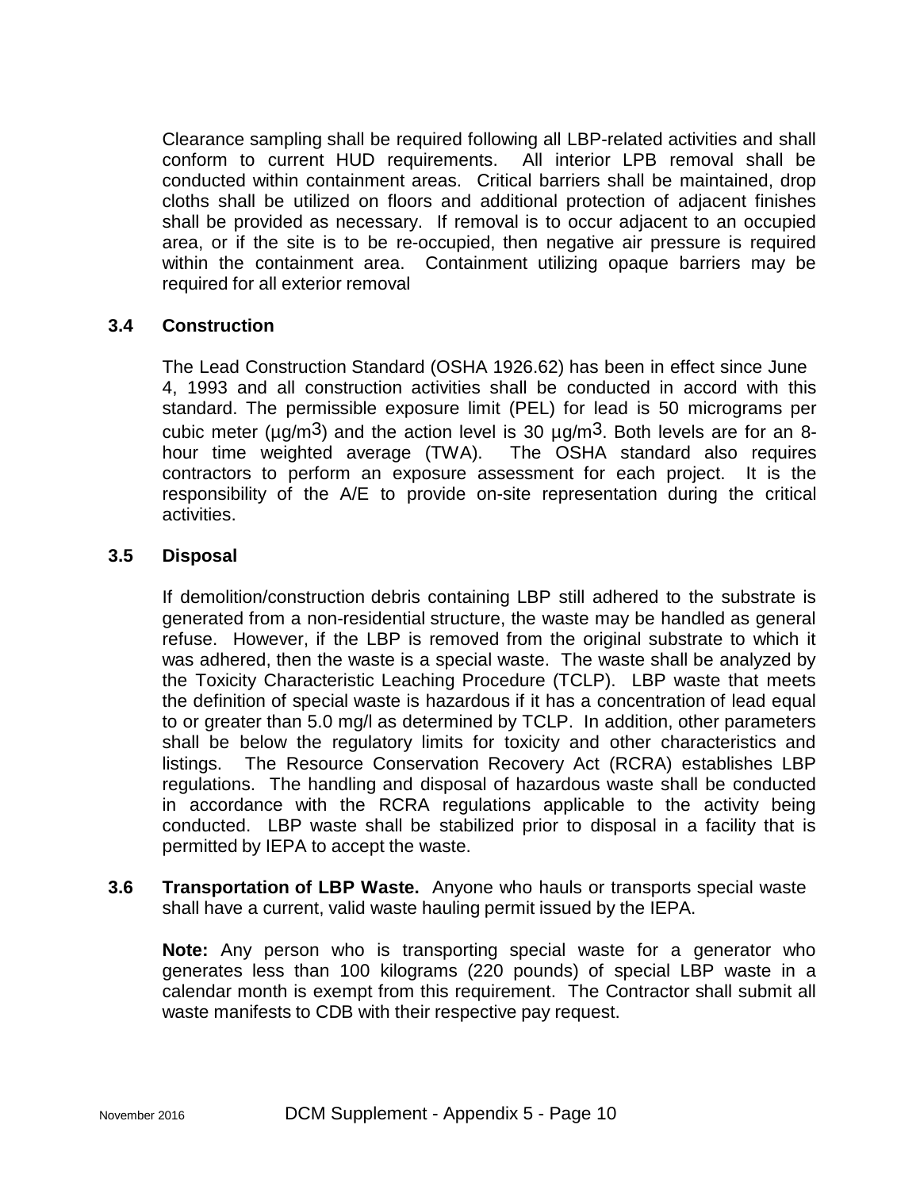Clearance sampling shall be required following all LBP-related activities and shall conform to current HUD requirements. All interior LPB removal shall be conducted within containment areas. Critical barriers shall be maintained, drop cloths shall be utilized on floors and additional protection of adjacent finishes shall be provided as necessary. If removal is to occur adjacent to an occupied area, or if the site is to be re-occupied, then negative air pressure is required within the containment area. Containment utilizing opaque barriers may be required for all exterior removal

### 3.4 Construction

The Lead Construction Standard (OSHA 1926.62) has been in effect since June 4, 1993 and all construction activities shall be conducted in accord with this standard. The permissible exposure limit (PEL) for lead is 50 micrograms per cubic meter (µg/$m^3$) and the action level is 30 µg/$m^3$. Both levels are for an 8-hour time weighted average (TWA). The OSHA standard also requires contractors to perform an exposure assessment for each project. It is the responsibility of the A/E to provide on-site representation during the critical activities.

### 3.5 Disposal

If demolition/construction debris containing LBP still adhered to the substrate is generated from a non-residential structure, the waste may be handled as general refuse. However, if the LBP is removed from the original substrate to which it was adhered, then the waste is a special waste. The waste shall be analyzed by the Toxicity Characteristic Leaching Procedure (TCLP). LBP waste that meets the definition of special waste is hazardous if it has a concentration of lead equal to or greater than 5.0 mg/l as determined by TCLP. In addition, other parameters shall be below the regulatory limits for toxicity and other characteristics and listings. The Resource Conservation Recovery Act (RCRA) establishes LBP regulations. The handling and disposal of hazardous waste shall be conducted in accordance with the RCRA regulations applicable to the activity being conducted. LBP waste shall be stabilized prior to disposal in a facility that is permitted by IEPA to accept the waste.

**3.6 Transportation of LBP Waste.** Anyone who hauls or transports special waste shall have a current, valid waste hauling permit issued by the IEPA.

**Note:** Any person who is transporting special waste for a generator who generates less than 100 kilograms (220 pounds) of special LBP waste in a calendar month is exempt from this requirement. The Contractor shall submit all waste manifests to CDB with their respective pay request.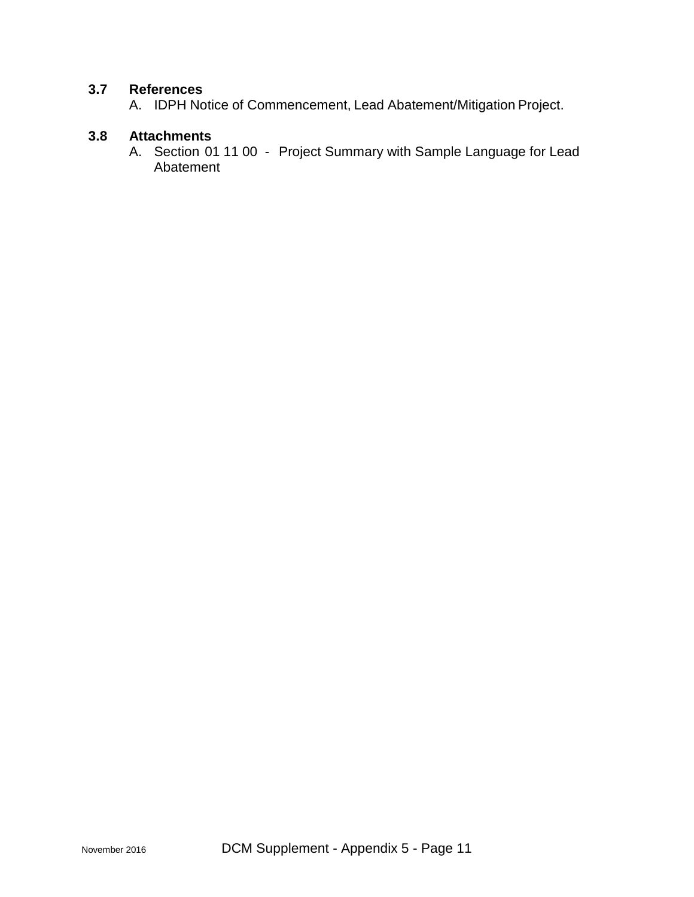### 3.7 References

A. IDPH Notice of Commencement, Lead Abatement/Mitigation Project.

### 3.8 Attachments

A. Section 01 11 00 - Project Summary with Sample Language for Lead Abatement